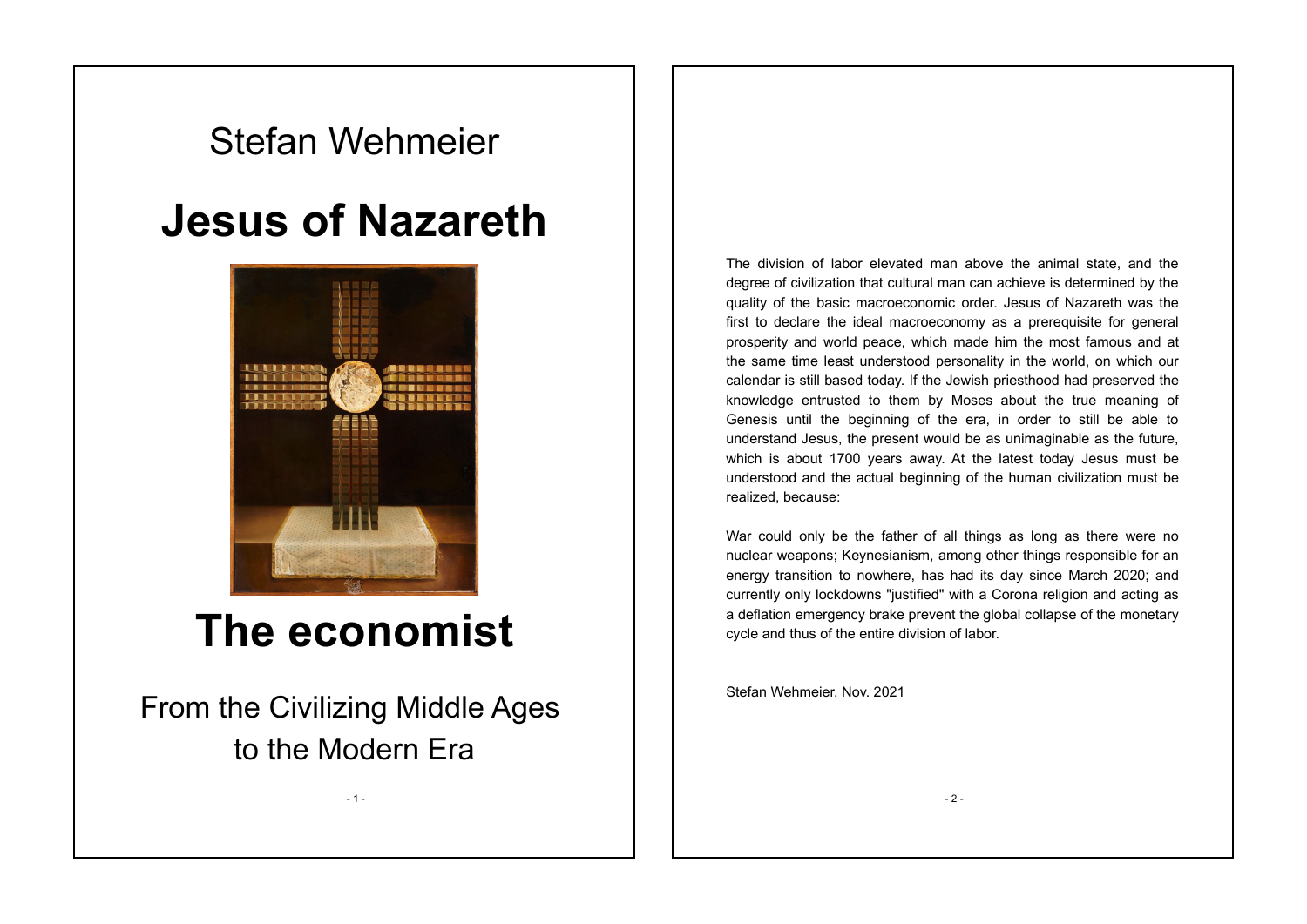Stefan Wehmeier

# Jesus of Nazareth

# The economist

## From the Civilizing Middle Ages to the Modern Era

The division of labor elevated man above the animal state, and the degree of civilization that cultural man can achieve is determined by the quality of the basic macroeconomic order. Jesus of Nazareth was the first to declare the ideal macroeconomy as a prerequisite for general prosperity and world peace, which made him the most famous and at the same time least understood personality in the world, on which our calendar is still based today. If the Jewish priesthood had preserved the knowledge entrusted to them by Moses about the true meaning of Genesis until the beginning of the era, in order to still be able to understand Jesus, the present would be as unimaginable as the future, which is about 1700 years away. At the latest today Jesus must be understood and the actual beginning of the human civilization must be realized, because:

War could only be the father of all things as long as there were no nuclear weapons; Keynesianism, among other things responsible for an energy transition to nowhere, has had its day since March 2020; and currently only lockdowns "justified" with a Corona religion and acting as a deflation emergency brake prevent the global collapse of the monetary cycle and thus of the entire division of labor.

Stefan Wehmeier, Nov. 2021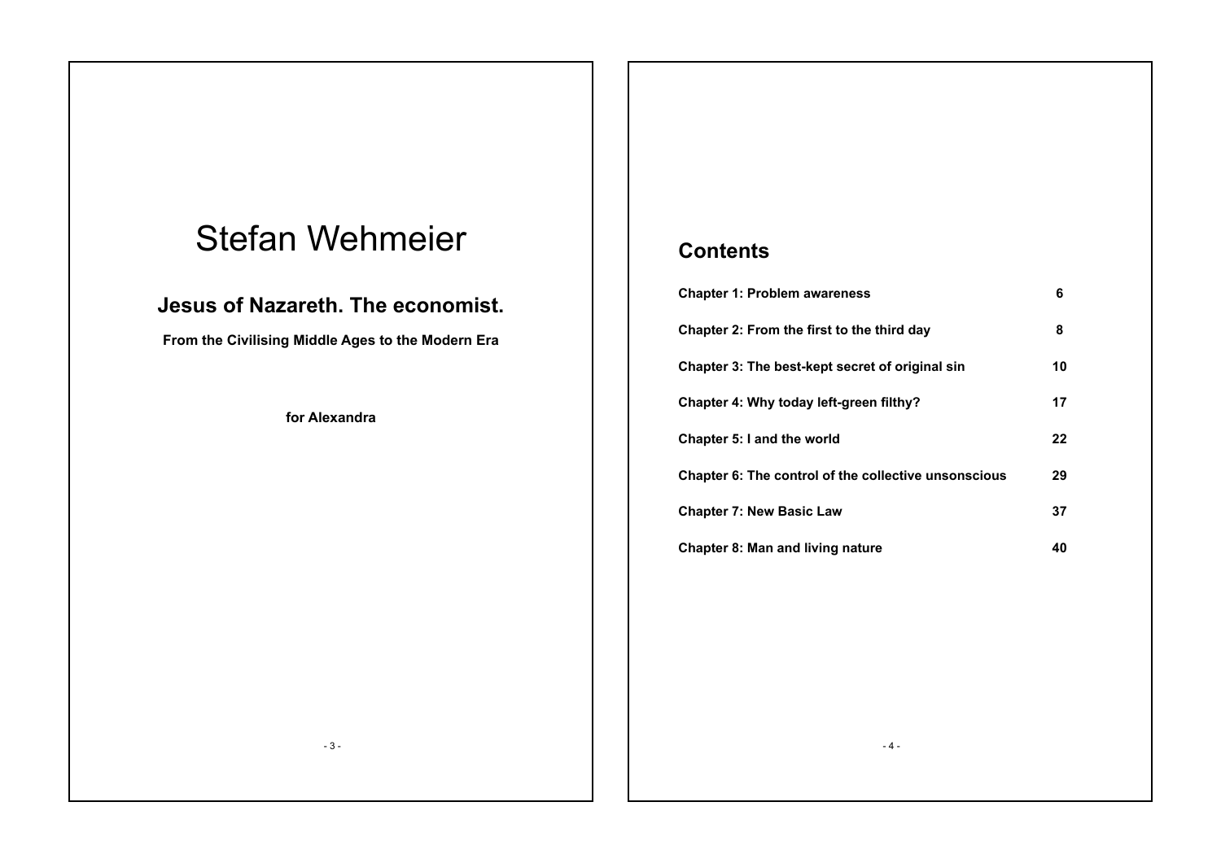# Stefan Wehmeier

## Jesus of Nazareth. The economist.

**From the Civilising Middle Ages to the Modern Era**

**for Alexandra**

## Contents

| | |
|---|---|
| **Chapter 1: Problem awareness** | **6** |
| **Chapter 2: From the first to the third day** | **8** |
| **Chapter 3: The best-kept secret of original sin** | **10** |
| **Chapter 4: Why today left-green filthy?** | **17** |
| **Chapter 5: I and the world** | **22** |
| **Chapter 6: The control of the collective unsonscious** | **29** |
| **Chapter 7: New Basic Law** | **37** |
| **Chapter 8: Man and living nature** | **40** |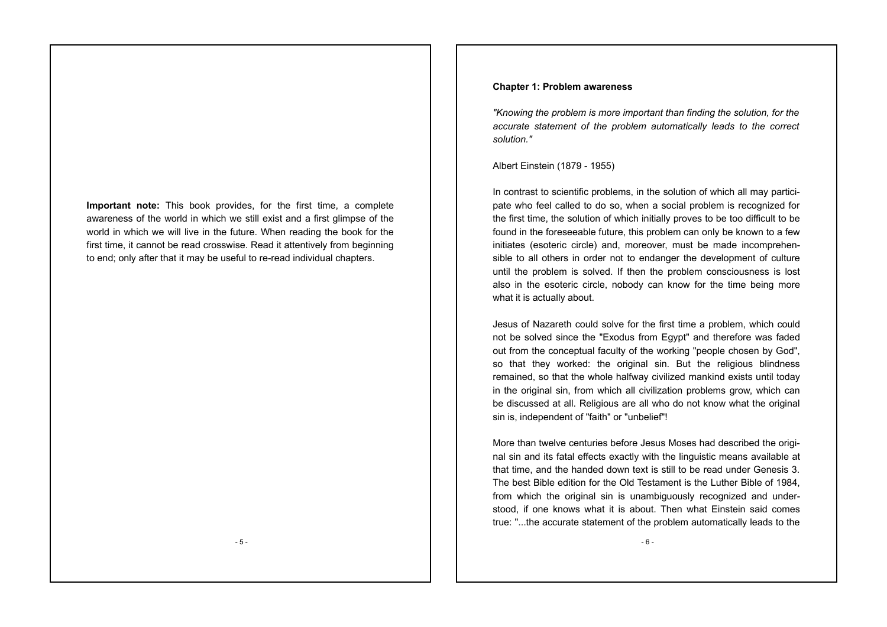**Important note:** This book provides, for the first time, a complete awareness of the world in which we still exist and a first glimpse of the world in which we will live in the future. When reading the book for the first time, it cannot be read crosswise. Read it attentively from beginning to end; only after that it may be useful to re-read individual chapters.

## Chapter 1: Problem awareness

*"Knowing the problem is more important than finding the solution, for the accurate statement of the problem automatically leads to the correct solution."*

Albert Einstein (1879 - 1955)

In contrast to scientific problems, in the solution of which all may participate who feel called to do so, when a social problem is recognized for the first time, the solution of which initially proves to be too difficult to be found in the foreseeable future, this problem can only be known to a few initiates (esoteric circle) and, moreover, must be made incomprehensible to all others in order not to endanger the development of culture until the problem is solved. If then the problem consciousness is lost also in the esoteric circle, nobody can know for the time being more what it is actually about.

Jesus of Nazareth could solve for the first time a problem, which could not be solved since the "Exodus from Egypt" and therefore was faded out from the conceptual faculty of the working "people chosen by God", so that they worked: the original sin. But the religious blindness remained, so that the whole halfway civilized mankind exists until today in the original sin, from which all civilization problems grow, which can be discussed at all. Religious are all who do not know what the original sin is, independent of "faith" or "unbelief"!

More than twelve centuries before Jesus Moses had described the original sin and its fatal effects exactly with the linguistic means available at that time, and the handed down text is still to be read under Genesis 3. The best Bible edition for the Old Testament is the Luther Bible of 1984, from which the original sin is unambiguously recognized and understood, if one knows what it is about. Then what Einstein said comes true: "...the accurate statement of the problem automatically leads to the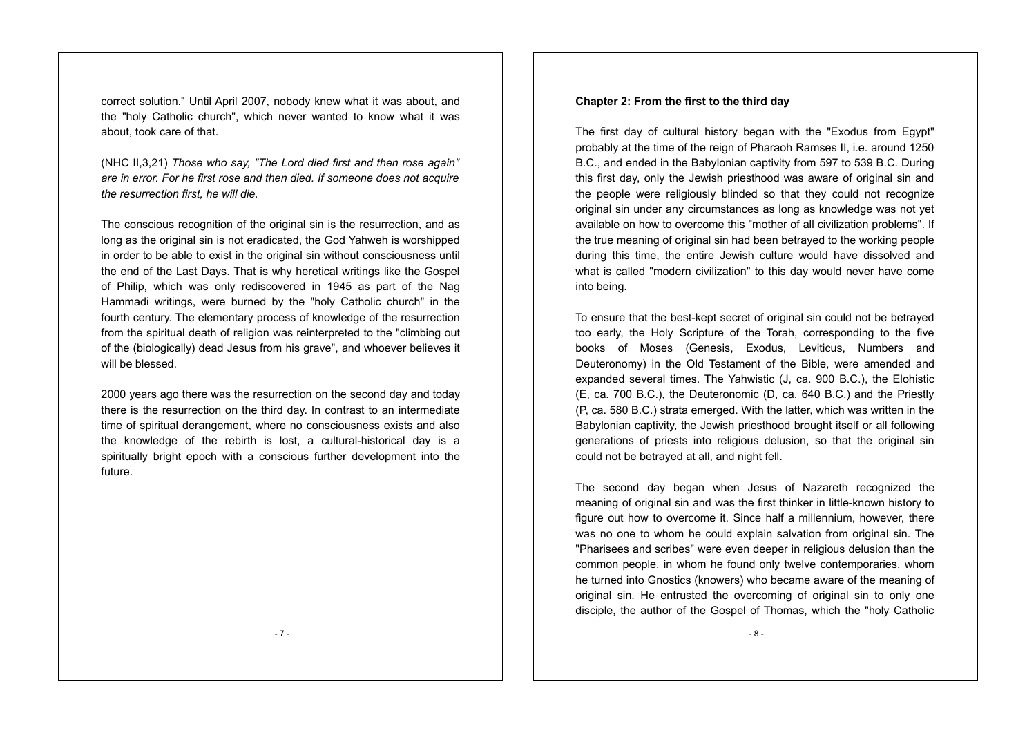correct solution." Until April 2007, nobody knew what it was about, and the "holy Catholic church", which never wanted to know what it was about, took care of that.

(NHC II,3,21) *Those who say, "The Lord died first and then rose again" are in error. For he first rose and then died. If someone does not acquire the resurrection first, he will die.*

The conscious recognition of the original sin is the resurrection, and as long as the original sin is not eradicated, the God Yahweh is worshipped in order to be able to exist in the original sin without consciousness until the end of the Last Days. That is why heretical writings like the Gospel of Philip, which was only rediscovered in 1945 as part of the Nag Hammadi writings, were burned by the "holy Catholic church" in the fourth century. The elementary process of knowledge of the resurrection from the spiritual death of religion was reinterpreted to the "climbing out of the (biologically) dead Jesus from his grave", and whoever believes it will be blessed.

2000 years ago there was the resurrection on the second day and today there is the resurrection on the third day. In contrast to an intermediate time of spiritual derangement, where no consciousness exists and also the knowledge of the rebirth is lost, a cultural-historical day is a spiritually bright epoch with a conscious further development into the future.

**Chapter 2: From the first to the third day**

The first day of cultural history began with the "Exodus from Egypt" probably at the time of the reign of Pharaoh Ramses II, i.e. around 1250 B.C., and ended in the Babylonian captivity from 597 to 539 B.C. During this first day, only the Jewish priesthood was aware of original sin and the people were religiously blinded so that they could not recognize original sin under any circumstances as long as knowledge was not yet available on how to overcome this "mother of all civilization problems". If the true meaning of original sin had been betrayed to the working people during this time, the entire Jewish culture would have dissolved and what is called "modern civilization" to this day would never have come into being.

To ensure that the best-kept secret of original sin could not be betrayed too early, the Holy Scripture of the Torah, corresponding to the five books of Moses (Genesis, Exodus, Leviticus, Numbers and Deuteronomy) in the Old Testament of the Bible, were amended and expanded several times. The Yahwistic (J, ca. 900 B.C.), the Elohistic (E, ca. 700 B.C.), the Deuteronomic (D, ca. 640 B.C.) and the Priestly (P, ca. 580 B.C.) strata emerged. With the latter, which was written in the Babylonian captivity, the Jewish priesthood brought itself or all following generations of priests into religious delusion, so that the original sin could not be betrayed at all, and night fell.

The second day began when Jesus of Nazareth recognized the meaning of original sin and was the first thinker in little-known history to figure out how to overcome it. Since half a millennium, however, there was no one to whom he could explain salvation from original sin. The "Pharisees and scribes" were even deeper in religious delusion than the common people, in whom he found only twelve contemporaries, whom he turned into Gnostics (knowers) who became aware of the meaning of original sin. He entrusted the overcoming of original sin to only one disciple, the author of the Gospel of Thomas, which the "holy Catholic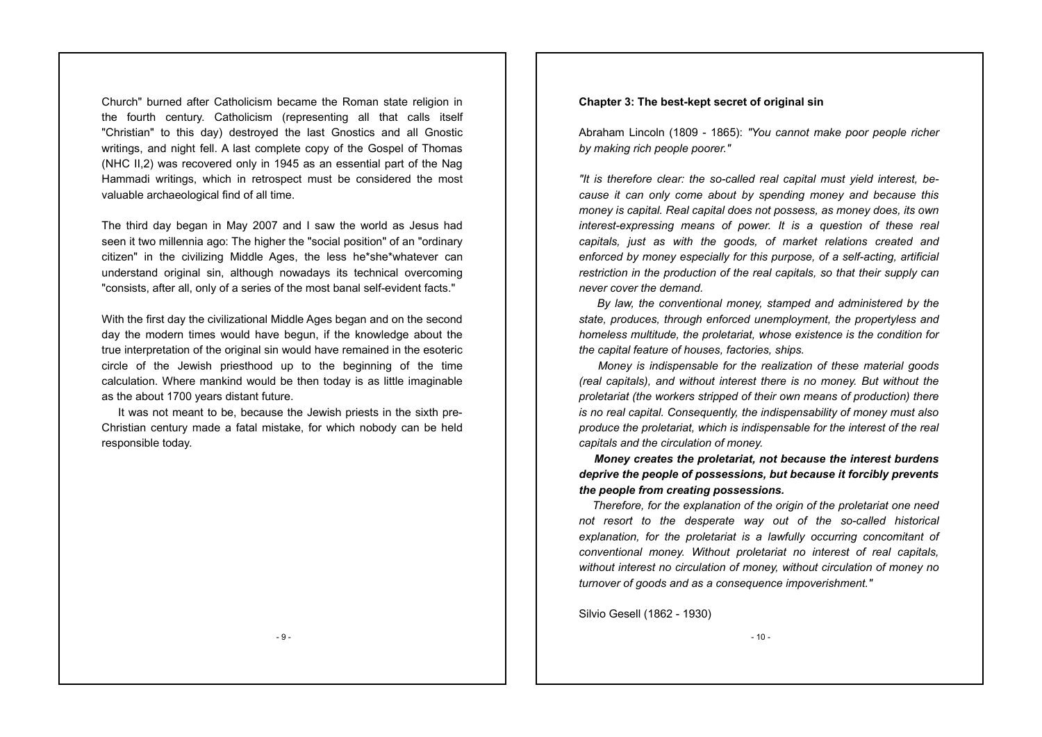Church" burned after Catholicism became the Roman state religion in the fourth century. Catholicism (representing all that calls itself "Christian" to this day) destroyed the last Gnostics and all Gnostic writings, and night fell. A last complete copy of the Gospel of Thomas (NHC II,2) was recovered only in 1945 as an essential part of the Nag Hammadi writings, which in retrospect must be considered the most valuable archaeological find of all time.

The third day began in May 2007 and I saw the world as Jesus had seen it two millennia ago: The higher the "social position" of an "ordinary citizen" in the civilizing Middle Ages, the less he*she*whatever can understand original sin, although nowadays its technical overcoming "consists, after all, only of a series of the most banal self-evident facts."

With the first day the civilizational Middle Ages began and on the second day the modern times would have begun, if the knowledge about the true interpretation of the original sin would have remained in the esoteric circle of the Jewish priesthood up to the beginning of the time calculation. Where mankind would be then today is as little imaginable as the about 1700 years distant future.

It was not meant to be, because the Jewish priests in the sixth pre-Christian century made a fatal mistake, for which nobody can be held responsible today.

**Chapter 3: The best-kept secret of original sin**

Abraham Lincoln (1809 - 1865): *"You cannot make poor people richer by making rich people poorer."*

*"It is therefore clear: the so-called real capital must yield interest, because it can only come about by spending money and because this money is capital. Real capital does not possess, as money does, its own interest-expressing means of power. It is a question of these real capitals, just as with the goods, of market relations created and enforced by money especially for this purpose, of a self-acting, artificial restriction in the production of the real capitals, so that their supply can never cover the demand.*

*By law, the conventional money, stamped and administered by the state, produces, through enforced unemployment, the propertyless and homeless multitude, the proletariat, whose existence is the condition for the capital feature of houses, factories, ships.*

*Money is indispensable for the realization of these material goods (real capitals), and without interest there is no money. But without the proletariat (the workers stripped of their own means of production) there is no real capital. Consequently, the indispensability of money must also produce the proletariat, which is indispensable for the interest of the real capitals and the circulation of money.*

***Money creates the proletariat, not because the interest burdens deprive the people of possessions, but because it forcibly prevents the people from creating possessions.***

*Therefore, for the explanation of the origin of the proletariat one need not resort to the desperate way out of the so-called historical explanation, for the proletariat is a lawfully occurring concomitant of conventional money. Without proletariat no interest of real capitals, without interest no circulation of money, without circulation of money no turnover of goods and as a consequence impoverishment."*

Silvio Gesell (1862 - 1930)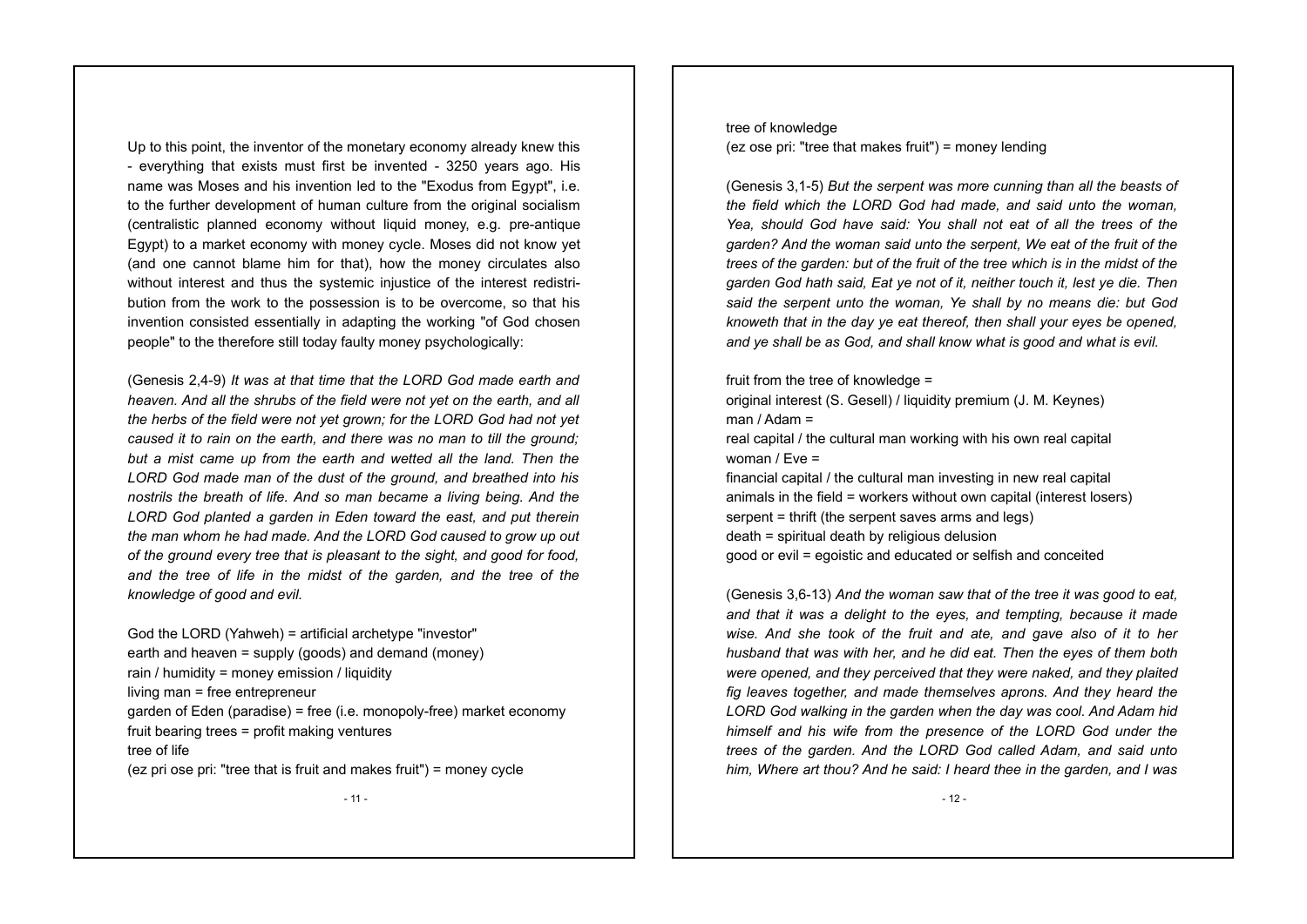Up to this point, the inventor of the monetary economy already knew this - everything that exists must first be invented - 3250 years ago. His name was Moses and his invention led to the "Exodus from Egypt", i.e. to the further development of human culture from the original socialism (centralistic planned economy without liquid money, e.g. pre-antique Egypt) to a market economy with money cycle. Moses did not know yet (and one cannot blame him for that), how the money circulates also without interest and thus the systemic injustice of the interest redistribution from the work to the possession is to be overcome, so that his invention consisted essentially in adapting the working "of God chosen people" to the therefore still today faulty money psychologically:

(Genesis 2,4-9) *It was at that time that the LORD God made earth and heaven. And all the shrubs of the field were not yet on the earth, and all the herbs of the field were not yet grown; for the LORD God had not yet caused it to rain on the earth, and there was no man to till the ground; but a mist came up from the earth and wetted all the land. Then the LORD God made man of the dust of the ground, and breathed into his nostrils the breath of life. And so man became a living being. And the LORD God planted a garden in Eden toward the east, and put therein the man whom he had made. And the LORD God caused to grow up out of the ground every tree that is pleasant to the sight, and good for food, and the tree of life in the midst of the garden, and the tree of the knowledge of good and evil.*

God the LORD (Yahweh) = artificial archetype "investor"
earth and heaven = supply (goods) and demand (money)
rain / humidity = money emission / liquidity
living man = free entrepreneur
garden of Eden (paradise) = free (i.e. monopoly-free) market economy
fruit bearing trees = profit making ventures
tree of life
(ez pri ose pri: "tree that is fruit and makes fruit") = money cycle
tree of knowledge
(ez ose pri: "tree that makes fruit") = money lending

(Genesis 3,1-5) *But the serpent was more cunning than all the beasts of the field which the LORD God had made, and said unto the woman, Yea, should God have said: You shall not eat of all the trees of the garden? And the woman said unto the serpent, We eat of the fruit of the trees of the garden: but of the fruit of the tree which is in the midst of the garden God hath said, Eat ye not of it, neither touch it, lest ye die. Then said the serpent unto the woman, Ye shall by no means die: but God knoweth that in the day ye eat thereof, then shall your eyes be opened, and ye shall be as God, and shall know what is good and what is evil.*

fruit from the tree of knowledge =
original interest (S. Gesell) / liquidity premium (J. M. Keynes)
man / Adam =
real capital / the cultural man working with his own real capital
woman / Eve =
financial capital / the cultural man investing in new real capital
animals in the field = workers without own capital (interest losers)
serpent = thrift (the serpent saves arms and legs)
death = spiritual death by religious delusion
good or evil = egoistic and educated or selfish and conceited

(Genesis 3,6-13) *And the woman saw that of the tree it was good to eat, and that it was a delight to the eyes, and tempting, because it made wise. And she took of the fruit and ate, and gave also of it to her husband that was with her, and he did eat. Then the eyes of them both were opened, and they perceived that they were naked, and they plaited fig leaves together, and made themselves aprons. And they heard the LORD God walking in the garden when the day was cool. And Adam hid himself and his wife from the presence of the LORD God under the trees of the garden. And the LORD God called Adam, and said unto him, Where art thou? And he said: I heard thee in the garden, and I was*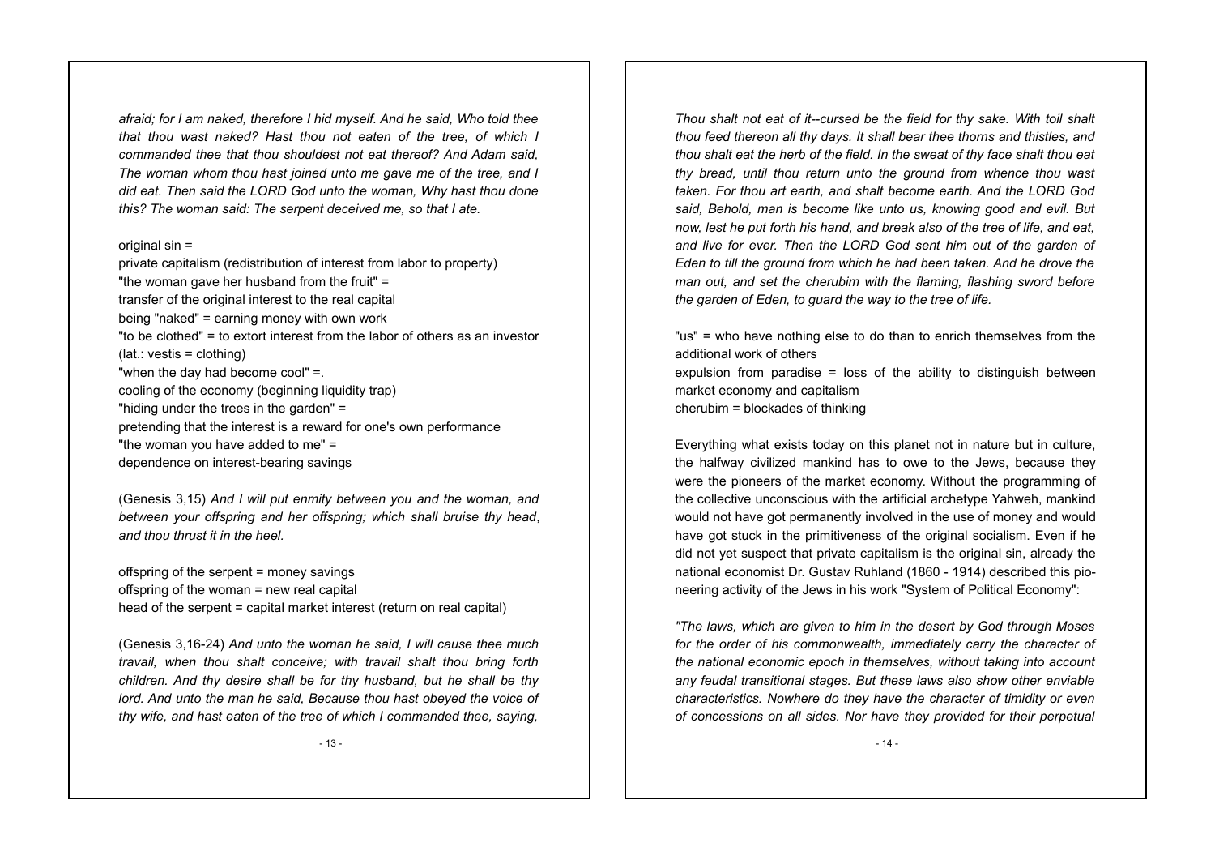*afraid; for I am naked, therefore I hid myself. And he said, Who told thee that thou wast naked? Hast thou not eaten of the tree, of which I commanded thee that thou shouldest not eat thereof? And Adam said, The woman whom thou hast joined unto me gave me of the tree, and I did eat. Then said the LORD God unto the woman, Why hast thou done this? The woman said: The serpent deceived me, so that I ate.*

original sin =
private capitalism (redistribution of interest from labor to property)
"the woman gave her husband from the fruit" =
transfer of the original interest to the real capital
being "naked" = earning money with own work
"to be clothed" = to extort interest from the labor of others as an investor (lat.: vestis = clothing)
"when the day had become cool" =.
cooling of the economy (beginning liquidity trap)
"hiding under the trees in the garden" =
pretending that the interest is a reward for one's own performance
"the woman you have added to me" =
dependence on interest-bearing savings

(Genesis 3,15) *And I will put enmity between you and the woman, and between your offspring and her offspring; which shall bruise thy head, and thou thrust it in the heel.*

offspring of the serpent = money savings
offspring of the woman = new real capital
head of the serpent = capital market interest (return on real capital)

(Genesis 3,16-24) *And unto the woman he said, I will cause thee much travail, when thou shalt conceive; with travail shalt thou bring forth children. And thy desire shall be for thy husband, but he shall be thy lord. And unto the man he said, Because thou hast obeyed the voice of thy wife, and hast eaten of the tree of which I commanded thee, saying, Thou shalt not eat of it--cursed be the field for thy sake. With toil shalt thou feed thereon all thy days. It shall bear thee thorns and thistles, and thou shalt eat the herb of the field. In the sweat of thy face shalt thou eat thy bread, until thou return unto the ground from whence thou wast taken. For thou art earth, and shalt become earth. And the LORD God said, Behold, man is become like unto us, knowing good and evil. But now, lest he put forth his hand, and break also of the tree of life, and eat, and live for ever. Then the LORD God sent him out of the garden of Eden to till the ground from which he had been taken. And he drove the man out, and set the cherubim with the flaming, flashing sword before the garden of Eden, to guard the way to the tree of life.*

"us" = who have nothing else to do than to enrich themselves from the additional work of others
expulsion from paradise = loss of the ability to distinguish between market economy and capitalism
cherubim = blockades of thinking

Everything what exists today on this planet not in nature but in culture, the halfway civilized mankind has to owe to the Jews, because they were the pioneers of the market economy. Without the programming of the collective unconscious with the artificial archetype Yahweh, mankind would not have got permanently involved in the use of money and would have got stuck in the primitiveness of the original socialism. Even if he did not yet suspect that private capitalism is the original sin, already the national economist Dr. Gustav Ruhland (1860 - 1914) described this pioneering activity of the Jews in his work "System of Political Economy":

*"The laws, which are given to him in the desert by God through Moses for the order of his commonwealth, immediately carry the character of the national economic epoch in themselves, without taking into account any feudal transitional stages. But these laws also show other enviable characteristics. Nowhere do they have the character of timidity or even of concessions on all sides. Nor have they provided for their perpetual*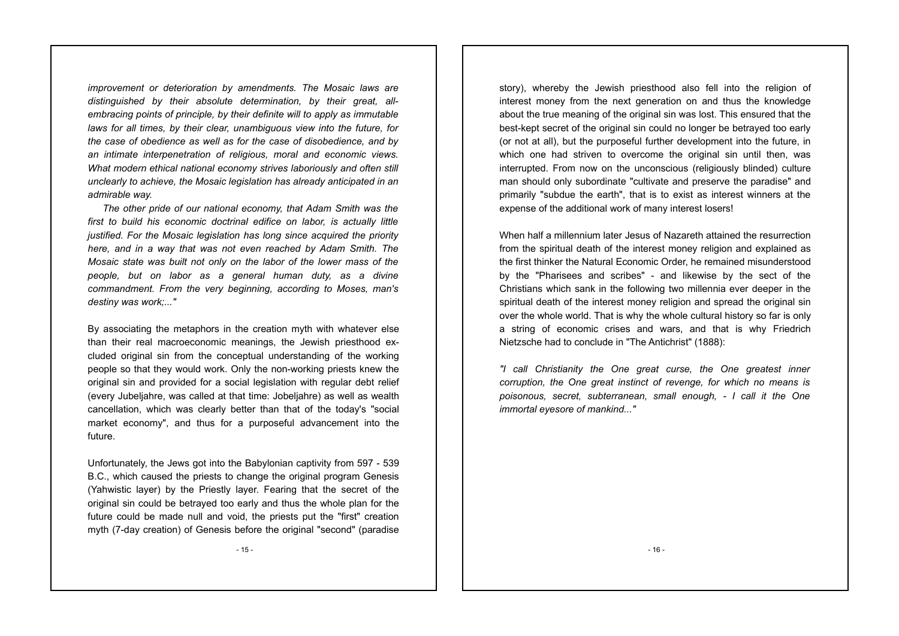*improvement or deterioration by amendments. The Mosaic laws are distinguished by their absolute determination, by their great, all-embracing points of principle, by their definite will to apply as immutable laws for all times, by their clear, unambiguous view into the future, for the case of obedience as well as for the case of disobedience, and by an intimate interpenetration of religious, moral and economic views. What modern ethical national economy strives laboriously and often still unclearly to achieve, the Mosaic legislation has already anticipated in an admirable way.*

*The other pride of our national economy, that Adam Smith was the first to build his economic doctrinal edifice on labor, is actually little justified. For the Mosaic legislation has long since acquired the priority here, and in a way that was not even reached by Adam Smith. The Mosaic state was built not only on the labor of the lower mass of the people, but on labor as a general human duty, as a divine commandment. From the very beginning, according to Moses, man's destiny was work;..."*

By associating the metaphors in the creation myth with whatever else than their real macroeconomic meanings, the Jewish priesthood excluded original sin from the conceptual understanding of the working people so that they would work. Only the non-working priests knew the original sin and provided for a social legislation with regular debt relief (every Jubeljahre, was called at that time: Jobeljahre) as well as wealth cancellation, which was clearly better than that of the today's "social market economy", and thus for a purposeful advancement into the future.

Unfortunately, the Jews got into the Babylonian captivity from 597 - 539 B.C., which caused the priests to change the original program Genesis (Yahwistic layer) by the Priestly layer. Fearing that the secret of the original sin could be betrayed too early and thus the whole plan for the future could be made null and void, the priests put the "first" creation myth (7-day creation) of Genesis before the original "second" (paradise story), whereby the Jewish priesthood also fell into the religion of interest money from the next generation on and thus the knowledge about the true meaning of the original sin was lost. This ensured that the best-kept secret of the original sin could no longer be betrayed too early (or not at all), but the purposeful further development into the future, in which one had striven to overcome the original sin until then, was interrupted. From now on the unconscious (religiously blinded) culture man should only subordinate "cultivate and preserve the paradise" and primarily "subdue the earth", that is to exist as interest winners at the expense of the additional work of many interest losers!

When half a millennium later Jesus of Nazareth attained the resurrection from the spiritual death of the interest money religion and explained as the first thinker the Natural Economic Order, he remained misunderstood by the "Pharisees and scribes" - and likewise by the sect of the Christians which sank in the following two millennia ever deeper in the spiritual death of the interest money religion and spread the original sin over the whole world. That is why the whole cultural history so far is only a string of economic crises and wars, and that is why Friedrich Nietzsche had to conclude in "The Antichrist" (1888):

*"I call Christianity the One great curse, the One greatest inner corruption, the One great instinct of revenge, for which no means is poisonous, secret, subterranean, small enough, - I call it the One immortal eyesore of mankind..."*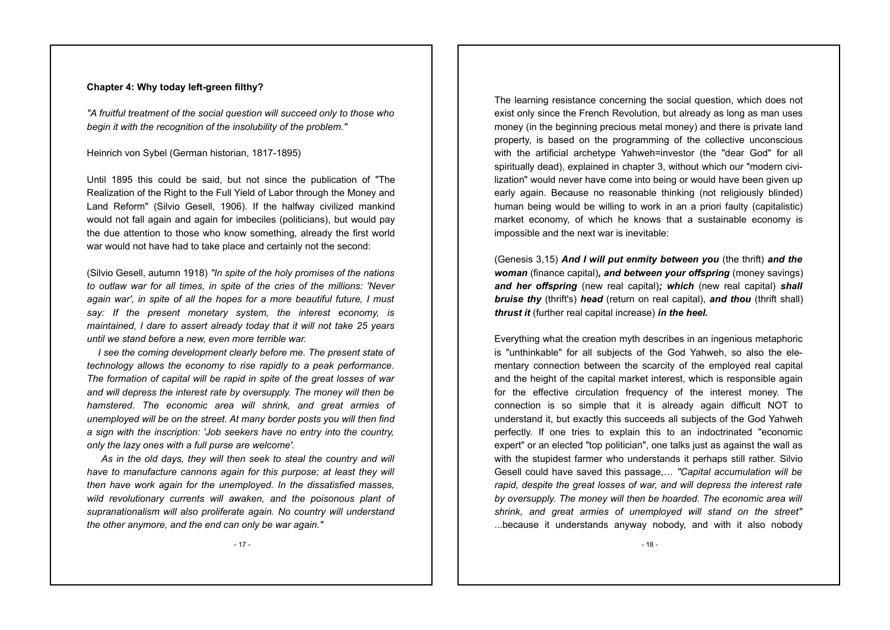**Chapter 4: Why today left-green filthy?**

*"A fruitful treatment of the social question will succeed only to those who begin it with the recognition of the insolubility of the problem."*

Heinrich von Sybel (German historian, 1817-1895)

Until 1895 this could be said, but not since the publication of "The Realization of the Right to the Full Yield of Labor through the Money and Land Reform" (Silvio Gesell, 1906). If the halfway civilized mankind would not fall again and again for imbeciles (politicians), but would pay the due attention to those who know something, already the first world war would not have had to take place and certainly not the second:

(Silvio Gesell, autumn 1918) *"In spite of the holy promises of the nations to outlaw war for all times, in spite of the cries of the millions: 'Never again war', in spite of all the hopes for a more beautiful future, I must say: If the present monetary system, the interest economy, is maintained, I dare to assert already today that it will not take 25 years until we stand before a new, even more terrible war.*

*I see the coming development clearly before me. The present state of technology allows the economy to rise rapidly to a peak performance. The formation of capital will be rapid in spite of the great losses of war and will depress the interest rate by oversupply. The money will then be hamstered. The economic area will shrink, and great armies of unemployed will be on the street. At many border posts you will then find a sign with the inscription: 'Job seekers have no entry into the country, only the lazy ones with a full purse are welcome'.*

*As in the old days, they will then seek to steal the country and will have to manufacture cannons again for this purpose; at least they will then have work again for the unemployed. In the dissatisfied masses, wild revolutionary currents will awaken, and the poisonous plant of supranationalism will also proliferate again. No country will understand the other anymore, and the end can only be war again."*

The learning resistance concerning the social question, which does not exist only since the French Revolution, but already as long as man uses money (in the beginning precious metal money) and there is private land property, is based on the programming of the collective unconscious with the artificial archetype Yahweh=investor (the "dear God" for all spiritually dead), explained in chapter 3, without which our "modern civilization" would never have come into being or would have been given up early again. Because no reasonable thinking (not religiously blinded) human being would be willing to work in an a priori faulty (capitalistic) market economy, of which he knows that a sustainable economy is impossible and the next war is inevitable:

(Genesis 3,15) ***And I will put enmity between you*** (the thrift) ***and the woman*** (finance capital)***, and between your offspring*** (money savings) ***and her offspring*** (new real capital)***; which*** (new real capital) ***shall bruise thy*** (thrift's) ***head*** (return on real capital), ***and thou*** (thrift shall) ***thrust it*** (further real capital increase) ***in the heel.***

Everything what the creation myth describes in an ingenious metaphoric is "unthinkable" for all subjects of the God Yahweh, so also the elementary connection between the scarcity of the employed real capital and the height of the capital market interest, which is responsible again for the effective circulation frequency of the interest money. The connection is so simple that it is already again difficult NOT to understand it, but exactly this succeeds all subjects of the God Yahweh perfectly. If one tries to explain this to an indoctrinated "economic expert" or an elected "top politician", one talks just as against the wall as with the stupidest farmer who understands it perhaps still rather. Silvio Gesell could have saved this passage,… *"Capital accumulation will be rapid, despite the great losses of war, and will depress the interest rate by oversupply. The money will then be hoarded. The economic area will shrink, and great armies of unemployed will stand on the street"* ...because it understands anyway nobody, and with it also nobody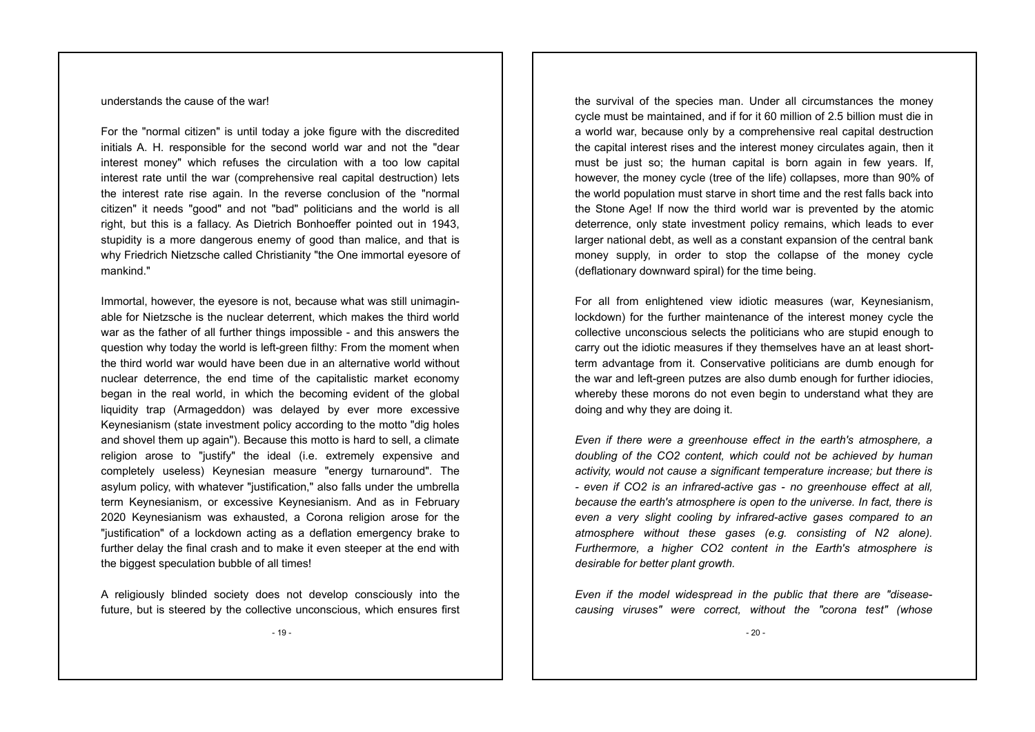understands the cause of the war!

For the "normal citizen" is until today a joke figure with the discredited initials A. H. responsible for the second world war and not the "dear interest money" which refuses the circulation with a too low capital interest rate until the war (comprehensive real capital destruction) lets the interest rate rise again. In the reverse conclusion of the "normal citizen" it needs "good" and not "bad" politicians and the world is all right, but this is a fallacy. As Dietrich Bonhoeffer pointed out in 1943, stupidity is a more dangerous enemy of good than malice, and that is why Friedrich Nietzsche called Christianity "the One immortal eyesore of mankind."

Immortal, however, the eyesore is not, because what was still unimaginable for Nietzsche is the nuclear deterrent, which makes the third world war as the father of all further things impossible - and this answers the question why today the world is left-green filthy: From the moment when the third world war would have been due in an alternative world without nuclear deterrence, the end time of the capitalistic market economy began in the real world, in which the becoming evident of the global liquidity trap (Armageddon) was delayed by ever more excessive Keynesianism (state investment policy according to the motto "dig holes and shovel them up again"). Because this motto is hard to sell, a climate religion arose to "justify" the ideal (i.e. extremely expensive and completely useless) Keynesian measure "energy turnaround". The asylum policy, with whatever "justification," also falls under the umbrella term Keynesianism, or excessive Keynesianism. And as in February 2020 Keynesianism was exhausted, a Corona religion arose for the "justification" of a lockdown acting as a deflation emergency brake to further delay the final crash and to make it even steeper at the end with the biggest speculation bubble of all times!

A religiously blinded society does not develop consciously into the future, but is steered by the collective unconscious, which ensures first the survival of the species man. Under all circumstances the money cycle must be maintained, and if for it 60 million of 2.5 billion must die in a world war, because only by a comprehensive real capital destruction the capital interest rises and the interest money circulates again, then it must be just so; the human capital is born again in few years. If, however, the money cycle (tree of the life) collapses, more than 90% of the world population must starve in short time and the rest falls back into the Stone Age! If now the third world war is prevented by the atomic deterrence, only state investment policy remains, which leads to ever larger national debt, as well as a constant expansion of the central bank money supply, in order to stop the collapse of the money cycle (deflationary downward spiral) for the time being.

For all from enlightened view idiotic measures (war, Keynesianism, lockdown) for the further maintenance of the interest money cycle the collective unconscious selects the politicians who are stupid enough to carry out the idiotic measures if they themselves have an at least short-term advantage from it. Conservative politicians are dumb enough for the war and left-green putzes are also dumb enough for further idiocies, whereby these morons do not even begin to understand what they are doing and why they are doing it.

*Even if there were a greenhouse effect in the earth's atmosphere, a doubling of the $CO_2$ content, which could not be achieved by human activity, would not cause a significant temperature increase; but there is - even if $CO_2$ is an infrared-active gas - no greenhouse effect at all, because the earth's atmosphere is open to the universe. In fact, there is even a very slight cooling by infrared-active gases compared to an atmosphere without these gases (e.g. consisting of $N_2$ alone). Furthermore, a higher $CO_2$ content in the Earth's atmosphere is desirable for better plant growth.*

*Even if the model widespread in the public that there are "disease-causing viruses" were correct, without the "corona test" (whose*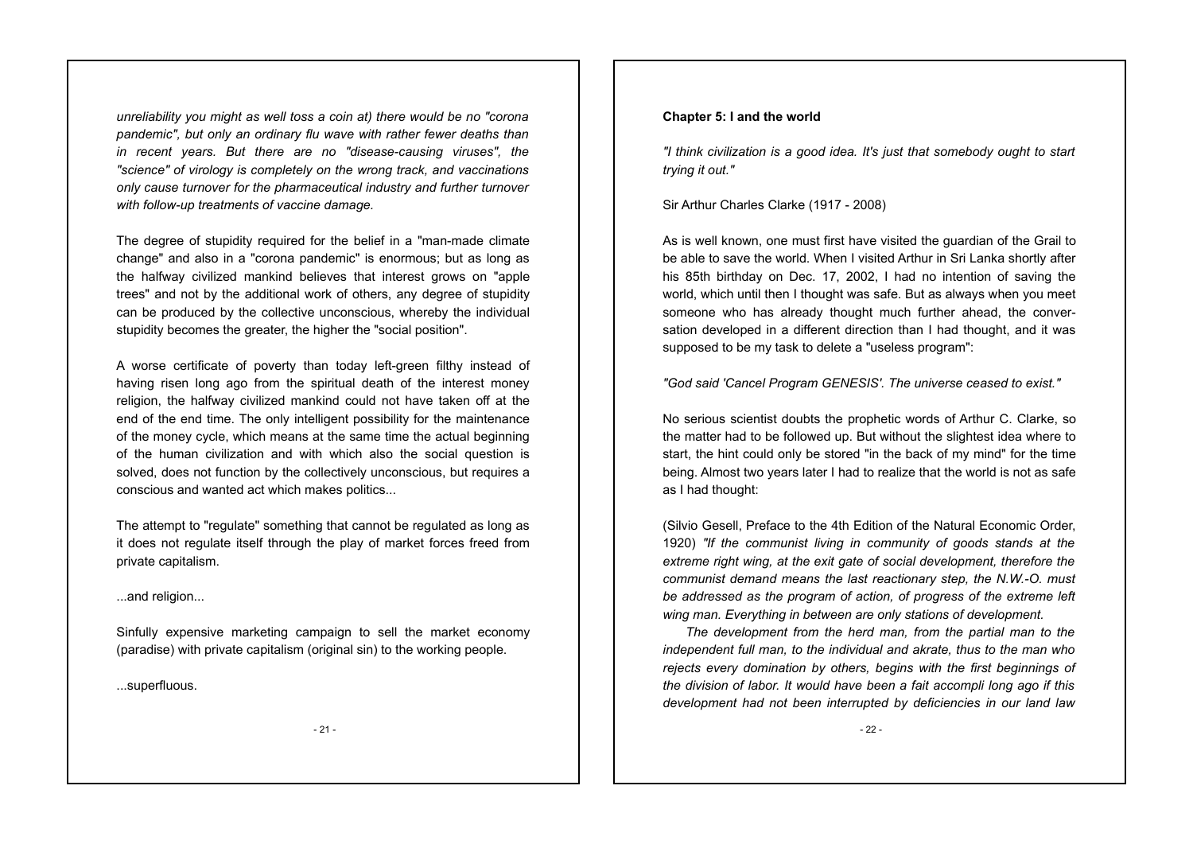*unreliability you might as well toss a coin at) there would be no "corona pandemic", but only an ordinary flu wave with rather fewer deaths than in recent years. But there are no "disease-causing viruses", the "science" of virology is completely on the wrong track, and vaccinations only cause turnover for the pharmaceutical industry and further turnover with follow-up treatments of vaccine damage.*

The degree of stupidity required for the belief in a "man-made climate change" and also in a "corona pandemic" is enormous; but as long as the halfway civilized mankind believes that interest grows on "apple trees" and not by the additional work of others, any degree of stupidity can be produced by the collective unconscious, whereby the individual stupidity becomes the greater, the higher the "social position".

A worse certificate of poverty than today left-green filthy instead of having risen long ago from the spiritual death of the interest money religion, the halfway civilized mankind could not have taken off at the end of the end time. The only intelligent possibility for the maintenance of the money cycle, which means at the same time the actual beginning of the human civilization and with which also the social question is solved, does not function by the collectively unconscious, but requires a conscious and wanted act which makes politics...

The attempt to "regulate" something that cannot be regulated as long as it does not regulate itself through the play of market forces freed from private capitalism.

...and religion...

Sinfully expensive marketing campaign to sell the market economy (paradise) with private capitalism (original sin) to the working people.

...superfluous.

**Chapter 5: I and the world**

*"I think civilization is a good idea. It's just that somebody ought to start trying it out."*

Sir Arthur Charles Clarke (1917 - 2008)

As is well known, one must first have visited the guardian of the Grail to be able to save the world. When I visited Arthur in Sri Lanka shortly after his 85th birthday on Dec. 17, 2002, I had no intention of saving the world, which until then I thought was safe. But as always when you meet someone who has already thought much further ahead, the conversation developed in a different direction than I had thought, and it was supposed to be my task to delete a "useless program":

*"God said 'Cancel Program GENESIS'. The universe ceased to exist."*

No serious scientist doubts the prophetic words of Arthur C. Clarke, so the matter had to be followed up. But without the slightest idea where to start, the hint could only be stored "in the back of my mind" for the time being. Almost two years later I had to realize that the world is not as safe as I had thought:

(Silvio Gesell, Preface to the 4th Edition of the Natural Economic Order, 1920) *"If the communist living in community of goods stands at the extreme right wing, at the exit gate of social development, therefore the communist demand means the last reactionary step, the N.W.-O. must be addressed as the program of action, of progress of the extreme left wing man. Everything in between are only stations of development.*

*The development from the herd man, from the partial man to the independent full man, to the individual and akrate, thus to the man who rejects every domination by others, begins with the first beginnings of the division of labor. It would have been a fait accompli long ago if this development had not been interrupted by deficiencies in our land law*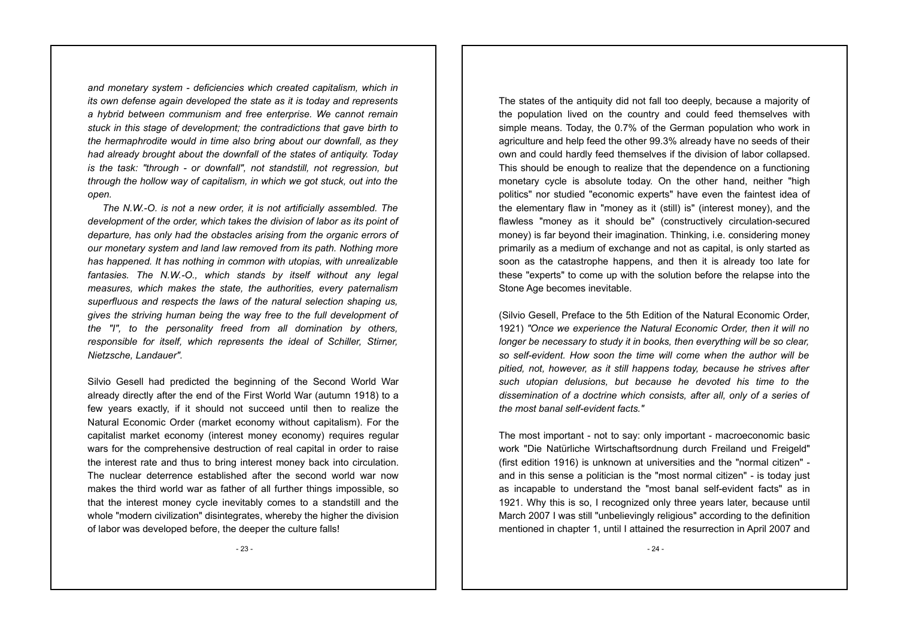*and monetary system - deficiencies which created capitalism, which in its own defense again developed the state as it is today and represents a hybrid between communism and free enterprise. We cannot remain stuck in this stage of development; the contradictions that gave birth to the hermaphrodite would in time also bring about our downfall, as they had already brought about the downfall of the states of antiquity. Today is the task: "through - or downfall", not standstill, not regression, but through the hollow way of capitalism, in which we got stuck, out into the open.*

*The N.W.-O. is not a new order, it is not artificially assembled. The development of the order, which takes the division of labor as its point of departure, has only had the obstacles arising from the organic errors of our monetary system and land law removed from its path. Nothing more has happened. It has nothing in common with utopias, with unrealizable fantasies. The N.W.-O., which stands by itself without any legal measures, which makes the state, the authorities, every paternalism superfluous and respects the laws of the natural selection shaping us, gives the striving human being the way free to the full development of the "I", to the personality freed from all domination by others, responsible for itself, which represents the ideal of Schiller, Stirner, Nietzsche, Landauer".*

Silvio Gesell had predicted the beginning of the Second World War already directly after the end of the First World War (autumn 1918) to a few years exactly, if it should not succeed until then to realize the Natural Economic Order (market economy without capitalism). For the capitalist market economy (interest money economy) requires regular wars for the comprehensive destruction of real capital in order to raise the interest rate and thus to bring interest money back into circulation. The nuclear deterrence established after the second world war now makes the third world war as father of all further things impossible, so that the interest money cycle inevitably comes to a standstill and the whole "modern civilization" disintegrates, whereby the higher the division of labor was developed before, the deeper the culture falls!

The states of the antiquity did not fall too deeply, because a majority of the population lived on the country and could feed themselves with simple means. Today, the 0.7% of the German population who work in agriculture and help feed the other 99.3% already have no seeds of their own and could hardly feed themselves if the division of labor collapsed. This should be enough to realize that the dependence on a functioning monetary cycle is absolute today. On the other hand, neither "high politics" nor studied "economic experts" have even the faintest idea of the elementary flaw in "money as it (still) is" (interest money), and the flawless "money as it should be" (constructively circulation-secured money) is far beyond their imagination. Thinking, i.e. considering money primarily as a medium of exchange and not as capital, is only started as soon as the catastrophe happens, and then it is already too late for these "experts" to come up with the solution before the relapse into the Stone Age becomes inevitable.

(Silvio Gesell, Preface to the 5th Edition of the Natural Economic Order, 1921) *"Once we experience the Natural Economic Order, then it will no longer be necessary to study it in books, then everything will be so clear, so self-evident. How soon the time will come when the author will be pitied, not, however, as it still happens today, because he strives after such utopian delusions, but because he devoted his time to the dissemination of a doctrine which consists, after all, only of a series of the most banal self-evident facts."*

The most important - not to say: only important - macroeconomic basic work "Die Natürliche Wirtschaftsordnung durch Freiland und Freigeld" (first edition 1916) is unknown at universities and the "normal citizen" - and in this sense a politician is the "most normal citizen" - is today just as incapable to understand the "most banal self-evident facts" as in 1921. Why this is so, I recognized only three years later, because until March 2007 I was still "unbelievingly religious" according to the definition mentioned in chapter 1, until I attained the resurrection in April 2007 and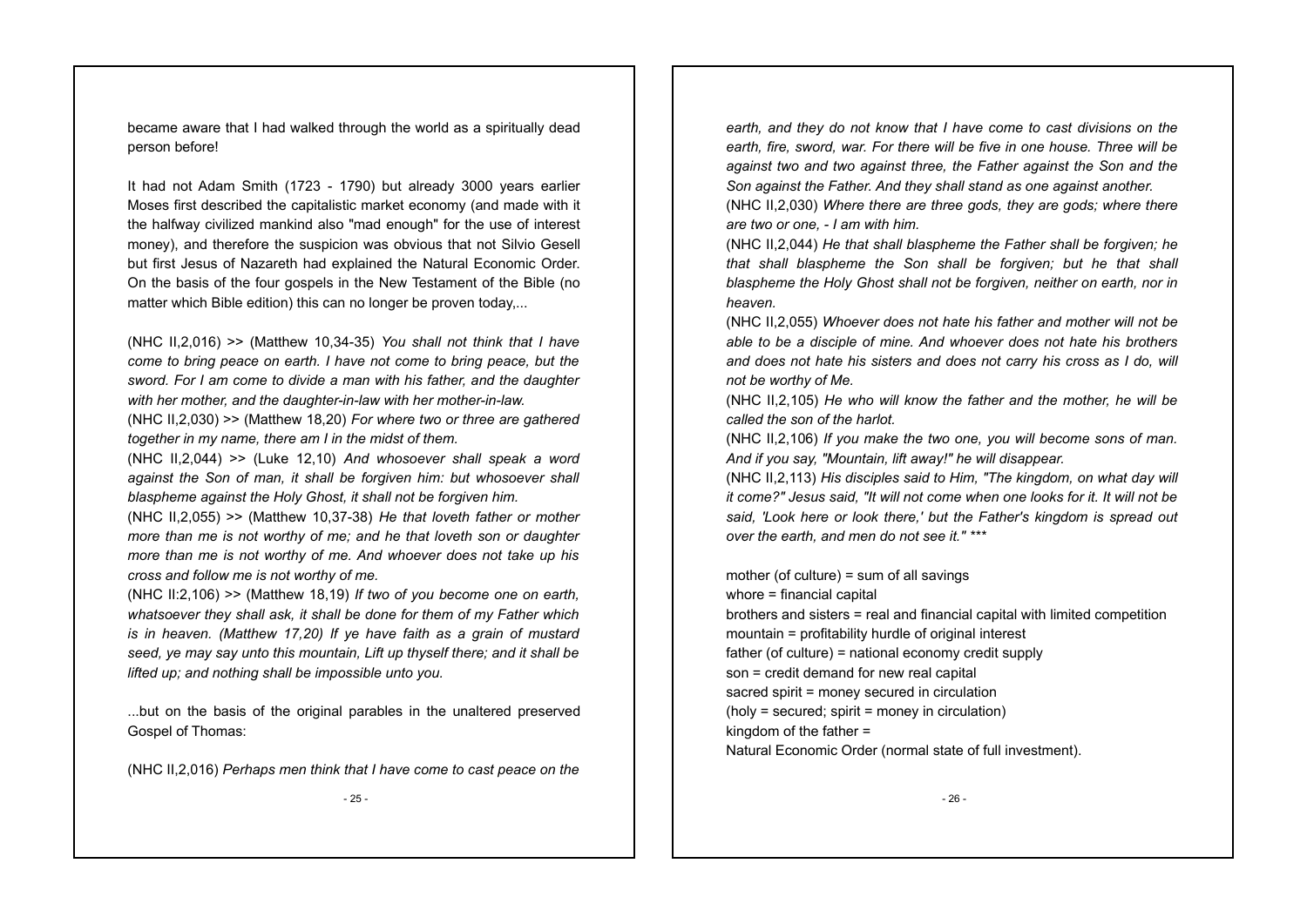became aware that I had walked through the world as a spiritually dead person before!

It had not Adam Smith (1723 - 1790) but already 3000 years earlier Moses first described the capitalistic market economy (and made with it the halfway civilized mankind also "mad enough" for the use of interest money), and therefore the suspicion was obvious that not Silvio Gesell but first Jesus of Nazareth had explained the Natural Economic Order. On the basis of the four gospels in the New Testament of the Bible (no matter which Bible edition) this can no longer be proven today,...

(NHC II,2,016) >> (Matthew 10,34-35) *You shall not think that I have come to bring peace on earth. I have not come to bring peace, but the sword. For I am come to divide a man with his father, and the daughter with her mother, and the daughter-in-law with her mother-in-law.*
(NHC II,2,030) >> (Matthew 18,20) *For where two or three are gathered together in my name, there am I in the midst of them.*
(NHC II,2,044) >> (Luke 12,10) *And whosoever shall speak a word against the Son of man, it shall be forgiven him: but whosoever shall blaspheme against the Holy Ghost, it shall not be forgiven him.*
(NHC II,2,055) >> (Matthew 10,37-38) *He that loveth father or mother more than me is not worthy of me; and he that loveth son or daughter more than me is not worthy of me. And whoever does not take up his cross and follow me is not worthy of me.*
(NHC II:2,106) >> (Matthew 18,19) *If two of you become one on earth, whatsoever they shall ask, it shall be done for them of my Father which is in heaven. (Matthew 17,20) If ye have faith as a grain of mustard seed, ye may say unto this mountain, Lift up thyself there; and it shall be lifted up; and nothing shall be impossible unto you.*

...but on the basis of the original parables in the unaltered preserved Gospel of Thomas:

(NHC II,2,016) *Perhaps men think that I have come to cast peace on the earth, and they do not know that I have come to cast divisions on the earth, fire, sword, war. For there will be five in one house. Three will be against two and two against three, the Father against the Son and the Son against the Father. And they shall stand as one against another.*
(NHC II,2,030) *Where there are three gods, they are gods; where there are two or one, - I am with him.*
(NHC II,2,044) *He that shall blaspheme the Father shall be forgiven; he that shall blaspheme the Son shall be forgiven; but he that shall blaspheme the Holy Ghost shall not be forgiven, neither on earth, nor in heaven.*
(NHC II,2,055) *Whoever does not hate his father and mother will not be able to be a disciple of mine. And whoever does not hate his brothers and does not hate his sisters and does not carry his cross as I do, will not be worthy of Me.*
(NHC II,2,105) *He who will know the father and the mother, he will be called the son of the harlot.*
(NHC II,2,106) *If you make the two one, you will become sons of man. And if you say, "Mountain, lift away!" he will disappear.*
(NHC II,2,113) *His disciples said to Him, "The kingdom, on what day will it come?" Jesus said, "It will not come when one looks for it. It will not be said, 'Look here or look there,' but the Father's kingdom is spread out over the earth, and men do not see it."* ***

mother (of culture) = sum of all savings
whore = financial capital
brothers and sisters = real and financial capital with limited competition
mountain = profitability hurdle of original interest
father (of culture) = national economy credit supply
son = credit demand for new real capital
sacred spirit = money secured in circulation
(holy = secured; spirit = money in circulation)
kingdom of the father =
Natural Economic Order (normal state of full investment).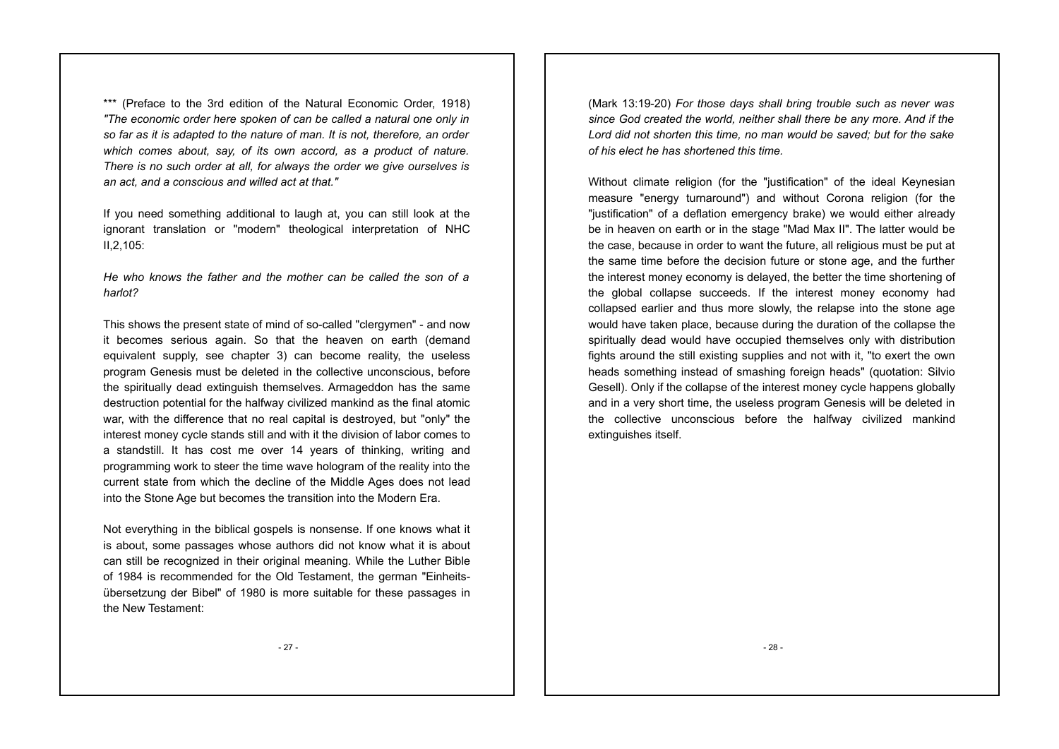*** (Preface to the 3rd edition of the Natural Economic Order, 1918) *"The economic order here spoken of can be called a natural one only in so far as it is adapted to the nature of man. It is not, therefore, an order which comes about, say, of its own accord, as a product of nature. There is no such order at all, for always the order we give ourselves is an act, and a conscious and willed act at that."*

If you need something additional to laugh at, you can still look at the ignorant translation or "modern" theological interpretation of NHC II,2,105:

*He who knows the father and the mother can be called the son of a harlot?*

This shows the present state of mind of so-called "clergymen" - and now it becomes serious again. So that the heaven on earth (demand equivalent supply, see chapter 3) can become reality, the useless program Genesis must be deleted in the collective unconscious, before the spiritually dead extinguish themselves. Armageddon has the same destruction potential for the halfway civilized mankind as the final atomic war, with the difference that no real capital is destroyed, but "only" the interest money cycle stands still and with it the division of labor comes to a standstill. It has cost me over 14 years of thinking, writing and programming work to steer the time wave hologram of the reality into the current state from which the decline of the Middle Ages does not lead into the Stone Age but becomes the transition into the Modern Era.

Not everything in the biblical gospels is nonsense. If one knows what it is about, some passages whose authors did not know what it is about can still be recognized in their original meaning. While the Luther Bible of 1984 is recommended for the Old Testament, the german "Einheitsübersetzung der Bibel" of 1980 is more suitable for these passages in the New Testament:

(Mark 13:19-20) *For those days shall bring trouble such as never was since God created the world, neither shall there be any more. And if the Lord did not shorten this time, no man would be saved; but for the sake of his elect he has shortened this time.*

Without climate religion (for the "justification" of the ideal Keynesian measure "energy turnaround") and without Corona religion (for the "justification" of a deflation emergency brake) we would either already be in heaven on earth or in the stage "Mad Max II". The latter would be the case, because in order to want the future, all religious must be put at the same time before the decision future or stone age, and the further the interest money economy is delayed, the better the time shortening of the global collapse succeeds. If the interest money economy had collapsed earlier and thus more slowly, the relapse into the stone age would have taken place, because during the duration of the collapse the spiritually dead would have occupied themselves only with distribution fights around the still existing supplies and not with it, "to exert the own heads something instead of smashing foreign heads" (quotation: Silvio Gesell). Only if the collapse of the interest money cycle happens globally and in a very short time, the useless program Genesis will be deleted in the collective unconscious before the halfway civilized mankind extinguishes itself.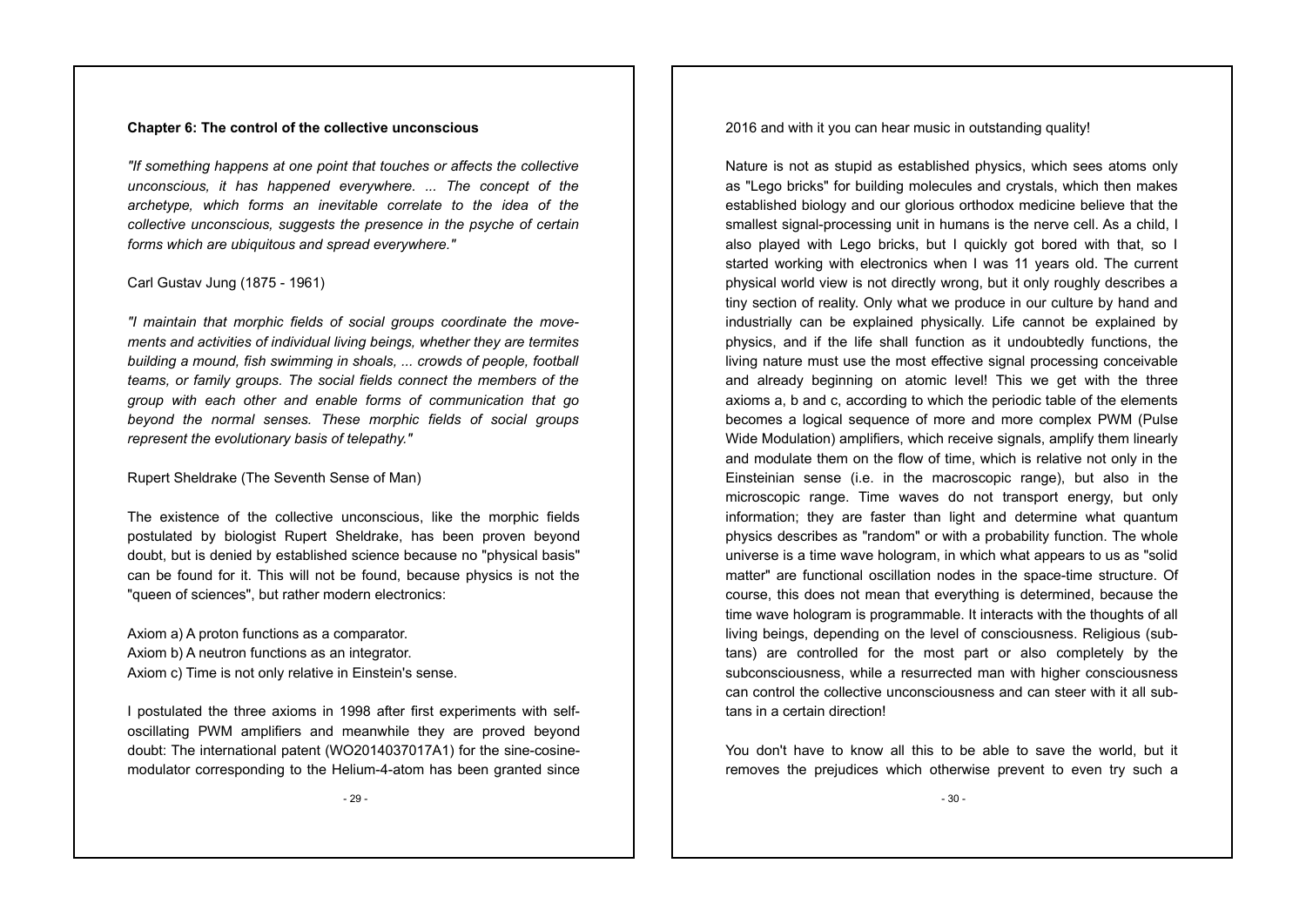## Chapter 6: The control of the collective unconscious

*"If something happens at one point that touches or affects the collective unconscious, it has happened everywhere. ... The concept of the archetype, which forms an inevitable correlate to the idea of the collective unconscious, suggests the presence in the psyche of certain forms which are ubiquitous and spread everywhere."*

Carl Gustav Jung (1875 - 1961)

*"I maintain that morphic fields of social groups coordinate the movements and activities of individual living beings, whether they are termites building a mound, fish swimming in shoals, ... crowds of people, football teams, or family groups. The social fields connect the members of the group with each other and enable forms of communication that go beyond the normal senses. These morphic fields of social groups represent the evolutionary basis of telepathy."*

Rupert Sheldrake (The Seventh Sense of Man)

The existence of the collective unconscious, like the morphic fields postulated by biologist Rupert Sheldrake, has been proven beyond doubt, but is denied by established science because no "physical basis" can be found for it. This will not be found, because physics is not the "queen of sciences", but rather modern electronics:

Axiom a) A proton functions as a comparator.
Axiom b) A neutron functions as an integrator.
Axiom c) Time is not only relative in Einstein's sense.

I postulated the three axioms in 1998 after first experiments with self-oscillating PWM amplifiers and meanwhile they are proved beyond doubt: The international patent (WO2014037017A1) for the sine-cosine-modulator corresponding to the Helium-4-atom has been granted since 2016 and with it you can hear music in outstanding quality!

Nature is not as stupid as established physics, which sees atoms only as "Lego bricks" for building molecules and crystals, which then makes established biology and our glorious orthodox medicine believe that the smallest signal-processing unit in humans is the nerve cell. As a child, I also played with Lego bricks, but I quickly got bored with that, so I started working with electronics when I was 11 years old. The current physical world view is not directly wrong, but it only roughly describes a tiny section of reality. Only what we produce in our culture by hand and industrially can be explained physically. Life cannot be explained by physics, and if the life shall function as it undoubtedly functions, the living nature must use the most effective signal processing conceivable and already beginning on atomic level! This we get with the three axioms a, b and c, according to which the periodic table of the elements becomes a logical sequence of more and more complex PWM (Pulse Wide Modulation) amplifiers, which receive signals, amplify them linearly and modulate them on the flow of time, which is relative not only in the Einsteinian sense (i.e. in the macroscopic range), but also in the microscopic range. Time waves do not transport energy, but only information; they are faster than light and determine what quantum physics describes as "random" or with a probability function. The whole universe is a time wave hologram, in which what appears to us as "solid matter" are functional oscillation nodes in the space-time structure. Of course, this does not mean that everything is determined, because the time wave hologram is programmable. It interacts with the thoughts of all living beings, depending on the level of consciousness. Religious (subtans) are controlled for the most part or also completely by the subconsciousness, while a resurrected man with higher consciousness can control the collective unconsciousness and can steer with it all subtans in a certain direction!

You don't have to know all this to be able to save the world, but it removes the prejudices which otherwise prevent to even try such a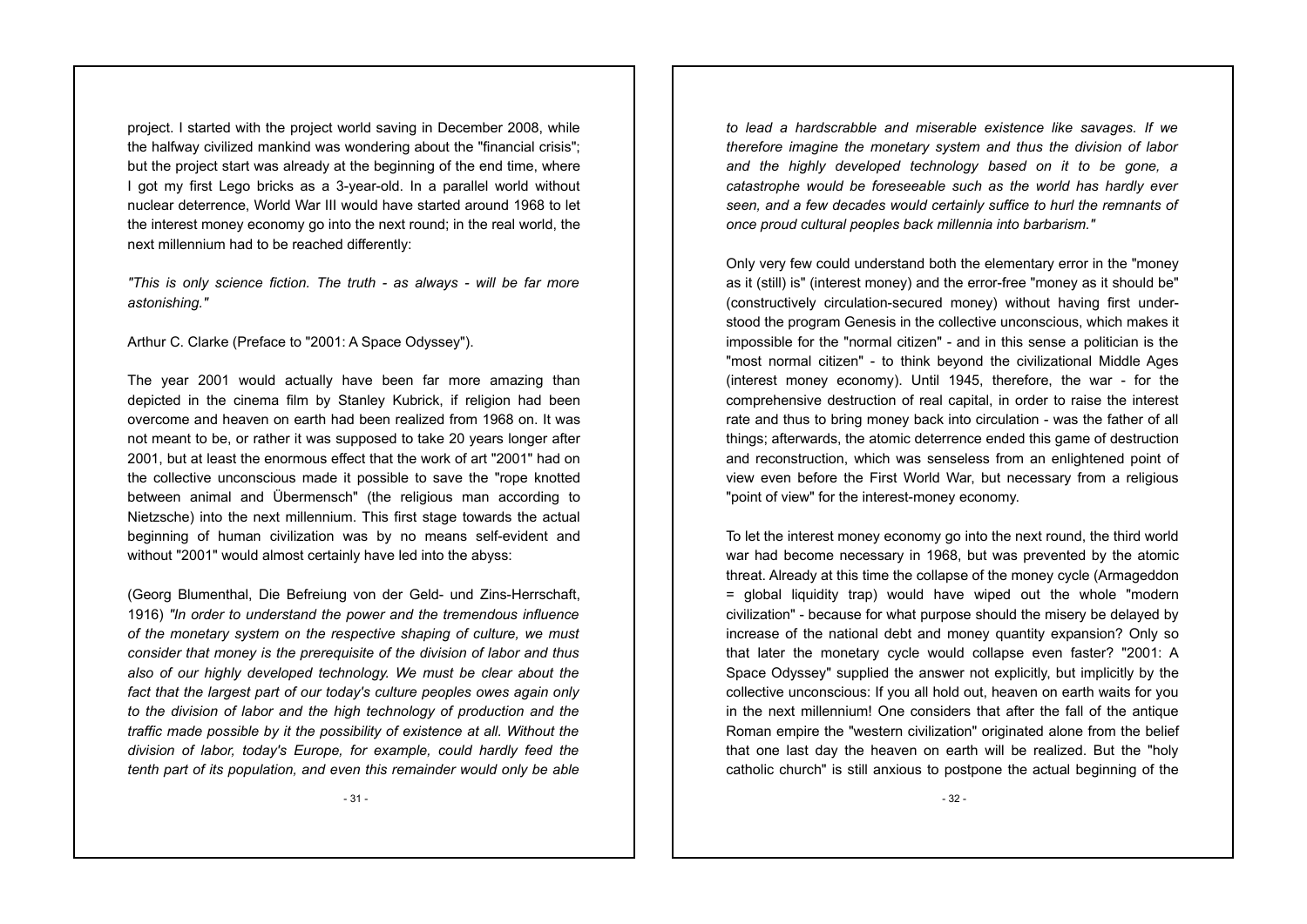project. I started with the project world saving in December 2008, while the halfway civilized mankind was wondering about the "financial crisis"; but the project start was already at the beginning of the end time, where I got my first Lego bricks as a 3-year-old. In a parallel world without nuclear deterrence, World War III would have started around 1968 to let the interest money economy go into the next round; in the real world, the next millennium had to be reached differently:

*"This is only science fiction. The truth - as always - will be far more astonishing."*

Arthur C. Clarke (Preface to "2001: A Space Odyssey").

The year 2001 would actually have been far more amazing than depicted in the cinema film by Stanley Kubrick, if religion had been overcome and heaven on earth had been realized from 1968 on. It was not meant to be, or rather it was supposed to take 20 years longer after 2001, but at least the enormous effect that the work of art "2001" had on the collective unconscious made it possible to save the "rope knotted between animal and Übermensch" (the religious man according to Nietzsche) into the next millennium. This first stage towards the actual beginning of human civilization was by no means self-evident and without "2001" would almost certainly have led into the abyss:

(Georg Blumenthal, Die Befreiung von der Geld- und Zins-Herrschaft, 1916) *"In order to understand the power and the tremendous influence of the monetary system on the respective shaping of culture, we must consider that money is the prerequisite of the division of labor and thus also of our highly developed technology. We must be clear about the fact that the largest part of our today's culture peoples owes again only to the division of labor and the high technology of production and the traffic made possible by it the possibility of existence at all. Without the division of labor, today's Europe, for example, could hardly feed the tenth part of its population, and even this remainder would only be able to lead a hardscrabble and miserable existence like savages. If we therefore imagine the monetary system and thus the division of labor and the highly developed technology based on it to be gone, a catastrophe would be foreseeable such as the world has hardly ever seen, and a few decades would certainly suffice to hurl the remnants of once proud cultural peoples back millennia into barbarism."*

Only very few could understand both the elementary error in the "money as it (still) is" (interest money) and the error-free "money as it should be" (constructively circulation-secured money) without having first understood the program Genesis in the collective unconscious, which makes it impossible for the "normal citizen" - and in this sense a politician is the "most normal citizen" - to think beyond the civilizational Middle Ages (interest money economy). Until 1945, therefore, the war - for the comprehensive destruction of real capital, in order to raise the interest rate and thus to bring money back into circulation - was the father of all things; afterwards, the atomic deterrence ended this game of destruction and reconstruction, which was senseless from an enlightened point of view even before the First World War, but necessary from a religious "point of view" for the interest-money economy.

To let the interest money economy go into the next round, the third world war had become necessary in 1968, but was prevented by the atomic threat. Already at this time the collapse of the money cycle (Armageddon = global liquidity trap) would have wiped out the whole "modern civilization" - because for what purpose should the misery be delayed by increase of the national debt and money quantity expansion? Only so that later the monetary cycle would collapse even faster? "2001: A Space Odyssey" supplied the answer not explicitly, but implicitly by the collective unconscious: If you all hold out, heaven on earth waits for you in the next millennium! One considers that after the fall of the antique Roman empire the "western civilization" originated alone from the belief that one last day the heaven on earth will be realized. But the "holy catholic church" is still anxious to postpone the actual beginning of the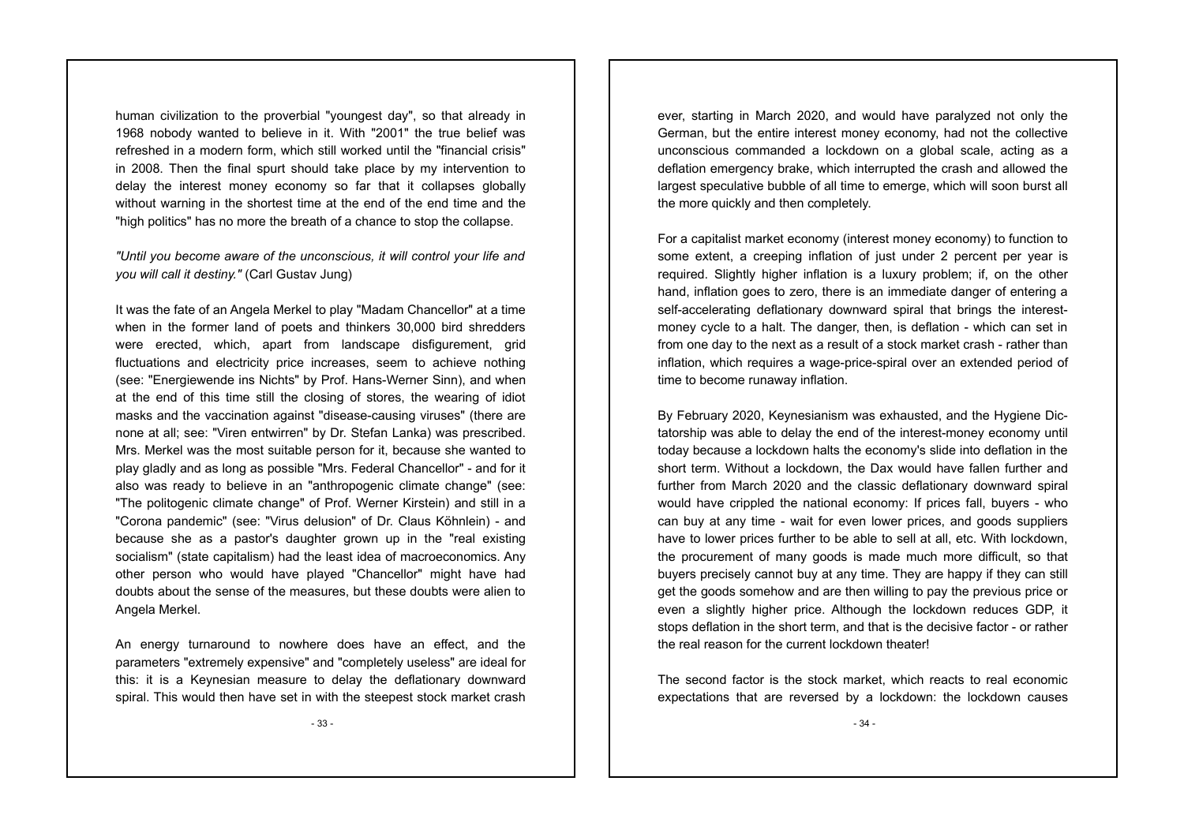human civilization to the proverbial "youngest day", so that already in 1968 nobody wanted to believe in it. With "2001" the true belief was refreshed in a modern form, which still worked until the "financial crisis" in 2008. Then the final spurt should take place by my intervention to delay the interest money economy so far that it collapses globally without warning in the shortest time at the end of the end time and the "high politics" has no more the breath of a chance to stop the collapse.

*"Until you become aware of the unconscious, it will control your life and you will call it destiny."* (Carl Gustav Jung)

It was the fate of an Angela Merkel to play "Madam Chancellor" at a time when in the former land of poets and thinkers 30,000 bird shredders were erected, which, apart from landscape disfigurement, grid fluctuations and electricity price increases, seem to achieve nothing (see: "Energiewende ins Nichts" by Prof. Hans-Werner Sinn), and when at the end of this time still the closing of stores, the wearing of idiot masks and the vaccination against "disease-causing viruses" (there are none at all; see: "Viren entwirren" by Dr. Stefan Lanka) was prescribed. Mrs. Merkel was the most suitable person for it, because she wanted to play gladly and as long as possible "Mrs. Federal Chancellor" - and for it also was ready to believe in an "anthropogenic climate change" (see: "The politogenic climate change" of Prof. Werner Kirstein) and still in a "Corona pandemic" (see: "Virus delusion" of Dr. Claus Köhnlein) - and because she as a pastor's daughter grown up in the "real existing socialism" (state capitalism) had the least idea of macroeconomics. Any other person who would have played "Chancellor" might have had doubts about the sense of the measures, but these doubts were alien to Angela Merkel.

An energy turnaround to nowhere does have an effect, and the parameters "extremely expensive" and "completely useless" are ideal for this: it is a Keynesian measure to delay the deflationary downward spiral. This would then have set in with the steepest stock market crash ever, starting in March 2020, and would have paralyzed not only the German, but the entire interest money economy, had not the collective unconscious commanded a lockdown on a global scale, acting as a deflation emergency brake, which interrupted the crash and allowed the largest speculative bubble of all time to emerge, which will soon burst all the more quickly and then completely.

For a capitalist market economy (interest money economy) to function to some extent, a creeping inflation of just under 2 percent per year is required. Slightly higher inflation is a luxury problem; if, on the other hand, inflation goes to zero, there is an immediate danger of entering a self-accelerating deflationary downward spiral that brings the interest-money cycle to a halt. The danger, then, is deflation - which can set in from one day to the next as a result of a stock market crash - rather than inflation, which requires a wage-price-spiral over an extended period of time to become runaway inflation.

By February 2020, Keynesianism was exhausted, and the Hygiene Dictatorship was able to delay the end of the interest-money economy until today because a lockdown halts the economy's slide into deflation in the short term. Without a lockdown, the Dax would have fallen further and further from March 2020 and the classic deflationary downward spiral would have crippled the national economy: If prices fall, buyers - who can buy at any time - wait for even lower prices, and goods suppliers have to lower prices further to be able to sell at all, etc. With lockdown, the procurement of many goods is made much more difficult, so that buyers precisely cannot buy at any time. They are happy if they can still get the goods somehow and are then willing to pay the previous price or even a slightly higher price. Although the lockdown reduces GDP, it stops deflation in the short term, and that is the decisive factor - or rather the real reason for the current lockdown theater!

The second factor is the stock market, which reacts to real economic expectations that are reversed by a lockdown: the lockdown causes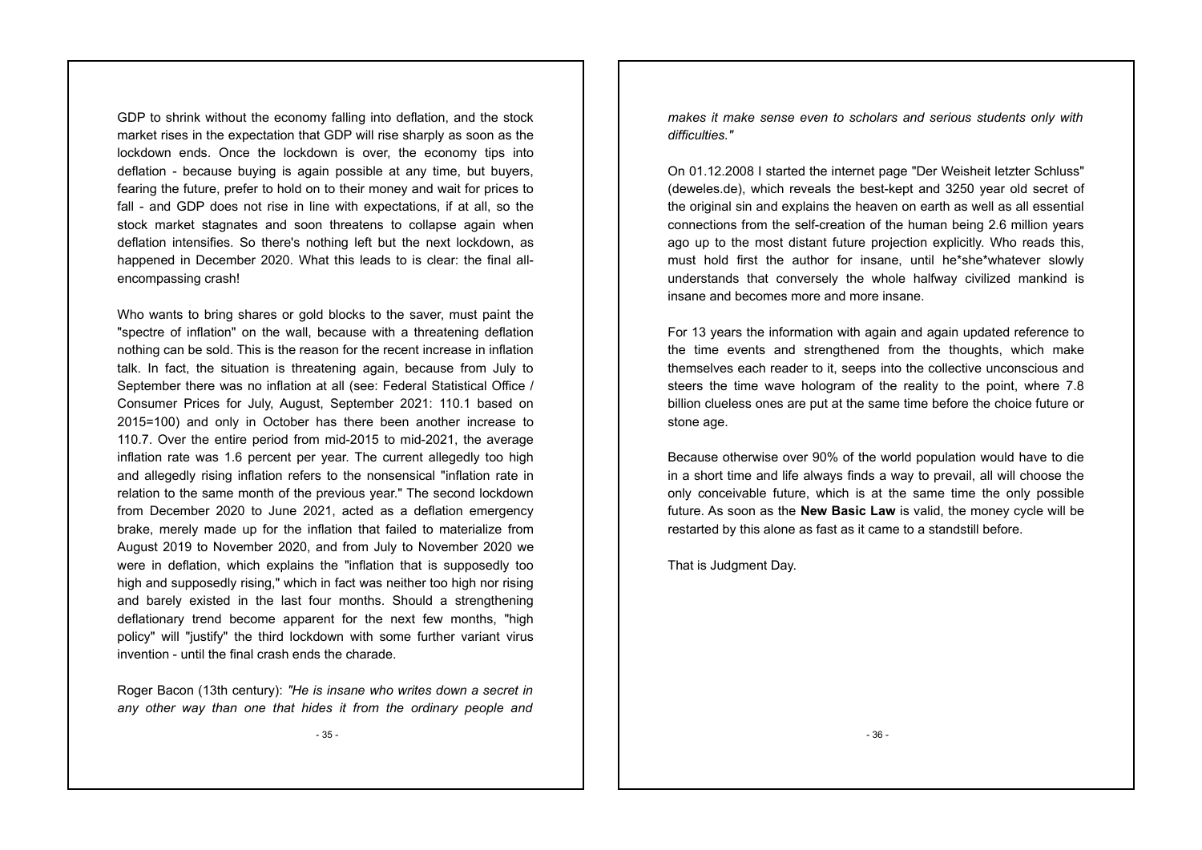GDP to shrink without the economy falling into deflation, and the stock market rises in the expectation that GDP will rise sharply as soon as the lockdown ends. Once the lockdown is over, the economy tips into deflation - because buying is again possible at any time, but buyers, fearing the future, prefer to hold on to their money and wait for prices to fall - and GDP does not rise in line with expectations, if at all, so the stock market stagnates and soon threatens to collapse again when deflation intensifies. So there's nothing left but the next lockdown, as happened in December 2020. What this leads to is clear: the final all-encompassing crash!

Who wants to bring shares or gold blocks to the saver, must paint the "spectre of inflation" on the wall, because with a threatening deflation nothing can be sold. This is the reason for the recent increase in inflation talk. In fact, the situation is threatening again, because from July to September there was no inflation at all (see: Federal Statistical Office / Consumer Prices for July, August, September 2021: 110.1 based on 2015=100) and only in October has there been another increase to 110.7. Over the entire period from mid-2015 to mid-2021, the average inflation rate was 1.6 percent per year. The current allegedly too high and allegedly rising inflation refers to the nonsensical "inflation rate in relation to the same month of the previous year." The second lockdown from December 2020 to June 2021, acted as a deflation emergency brake, merely made up for the inflation that failed to materialize from August 2019 to November 2020, and from July to November 2020 we were in deflation, which explains the "inflation that is supposedly too high and supposedly rising," which in fact was neither too high nor rising and barely existed in the last four months. Should a strengthening deflationary trend become apparent for the next few months, "high policy" will "justify" the third lockdown with some further variant virus invention - until the final crash ends the charade.

Roger Bacon (13th century): *"He is insane who writes down a secret in any other way than one that hides it from the ordinary people and makes it make sense even to scholars and serious students only with difficulties."*

On 01.12.2008 I started the internet page "Der Weisheit letzter Schluss" (deweles.de), which reveals the best-kept and 3250 year old secret of the original sin and explains the heaven on earth as well as all essential connections from the self-creation of the human being 2.6 million years ago up to the most distant future projection explicitly. Who reads this, must hold first the author for insane, until he*she*whatever slowly understands that conversely the whole halfway civilized mankind is insane and becomes more and more insane.

For 13 years the information with again and again updated reference to the time events and strengthened from the thoughts, which make themselves each reader to it, seeps into the collective unconscious and steers the time wave hologram of the reality to the point, where 7.8 billion clueless ones are put at the same time before the choice future or stone age.

Because otherwise over 90% of the world population would have to die in a short time and life always finds a way to prevail, all will choose the only conceivable future, which is at the same time the only possible future. As soon as the **New Basic Law** is valid, the money cycle will be restarted by this alone as fast as it came to a standstill before.

That is Judgment Day.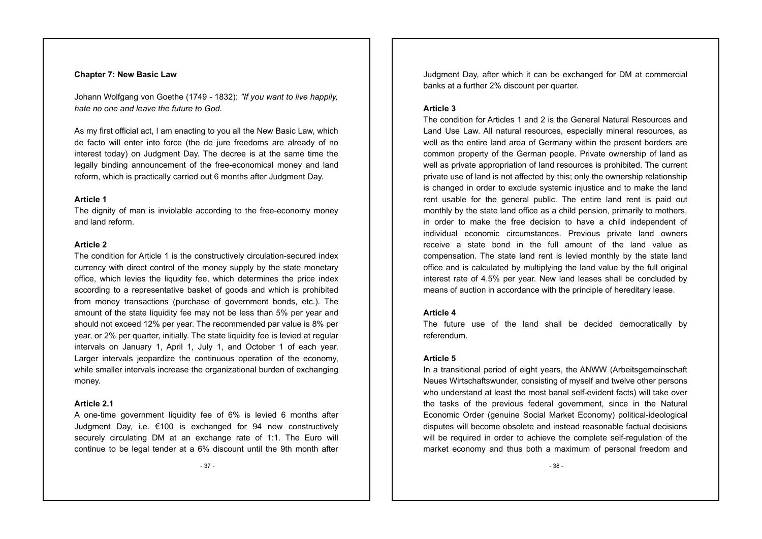## Chapter 7: New Basic Law

Johann Wolfgang von Goethe (1749 - 1832): *"If you want to live happily, hate no one and leave the future to God.*

As my first official act, I am enacting to you all the New Basic Law, which de facto will enter into force (the de jure freedoms are already of no interest today) on Judgment Day. The decree is at the same time the legally binding announcement of the free-economical money and land reform, which is practically carried out 6 months after Judgment Day.

### Article 1

The dignity of man is inviolable according to the free-economy money and land reform.

### Article 2

The condition for Article 1 is the constructively circulation-secured index currency with direct control of the money supply by the state monetary office, which levies the liquidity fee, which determines the price index according to a representative basket of goods and which is prohibited from money transactions (purchase of government bonds, etc.). The amount of the state liquidity fee may not be less than 5% per year and should not exceed 12% per year. The recommended par value is 8% per year, or 2% per quarter, initially. The state liquidity fee is levied at regular intervals on January 1, April 1, July 1, and October 1 of each year. Larger intervals jeopardize the continuous operation of the economy, while smaller intervals increase the organizational burden of exchanging money.

### Article 2.1

A one-time government liquidity fee of 6% is levied 6 months after Judgment Day, i.e. €100 is exchanged for 94 new constructively securely circulating DM at an exchange rate of 1:1. The Euro will continue to be legal tender at a 6% discount until the 9th month after Judgment Day, after which it can be exchanged for DM at commercial banks at a further 2% discount per quarter.

### Article 3

The condition for Articles 1 and 2 is the General Natural Resources and Land Use Law. All natural resources, especially mineral resources, as well as the entire land area of Germany within the present borders are common property of the German people. Private ownership of land as well as private appropriation of land resources is prohibited. The current private use of land is not affected by this; only the ownership relationship is changed in order to exclude systemic injustice and to make the land rent usable for the general public. The entire land rent is paid out monthly by the state land office as a child pension, primarily to mothers, in order to make the free decision to have a child independent of individual economic circumstances. Previous private land owners receive a state bond in the full amount of the land value as compensation. The state land rent is levied monthly by the state land office and is calculated by multiplying the land value by the full original interest rate of 4.5% per year. New land leases shall be concluded by means of auction in accordance with the principle of hereditary lease.

### Article 4

The future use of the land shall be decided democratically by referendum.

### Article 5

In a transitional period of eight years, the ANWW (Arbeitsgemeinschaft Neues Wirtschaftswunder, consisting of myself and twelve other persons who understand at least the most banal self-evident facts) will take over the tasks of the previous federal government, since in the Natural Economic Order (genuine Social Market Economy) political-ideological disputes will become obsolete and instead reasonable factual decisions will be required in order to achieve the complete self-regulation of the market economy and thus both a maximum of personal freedom and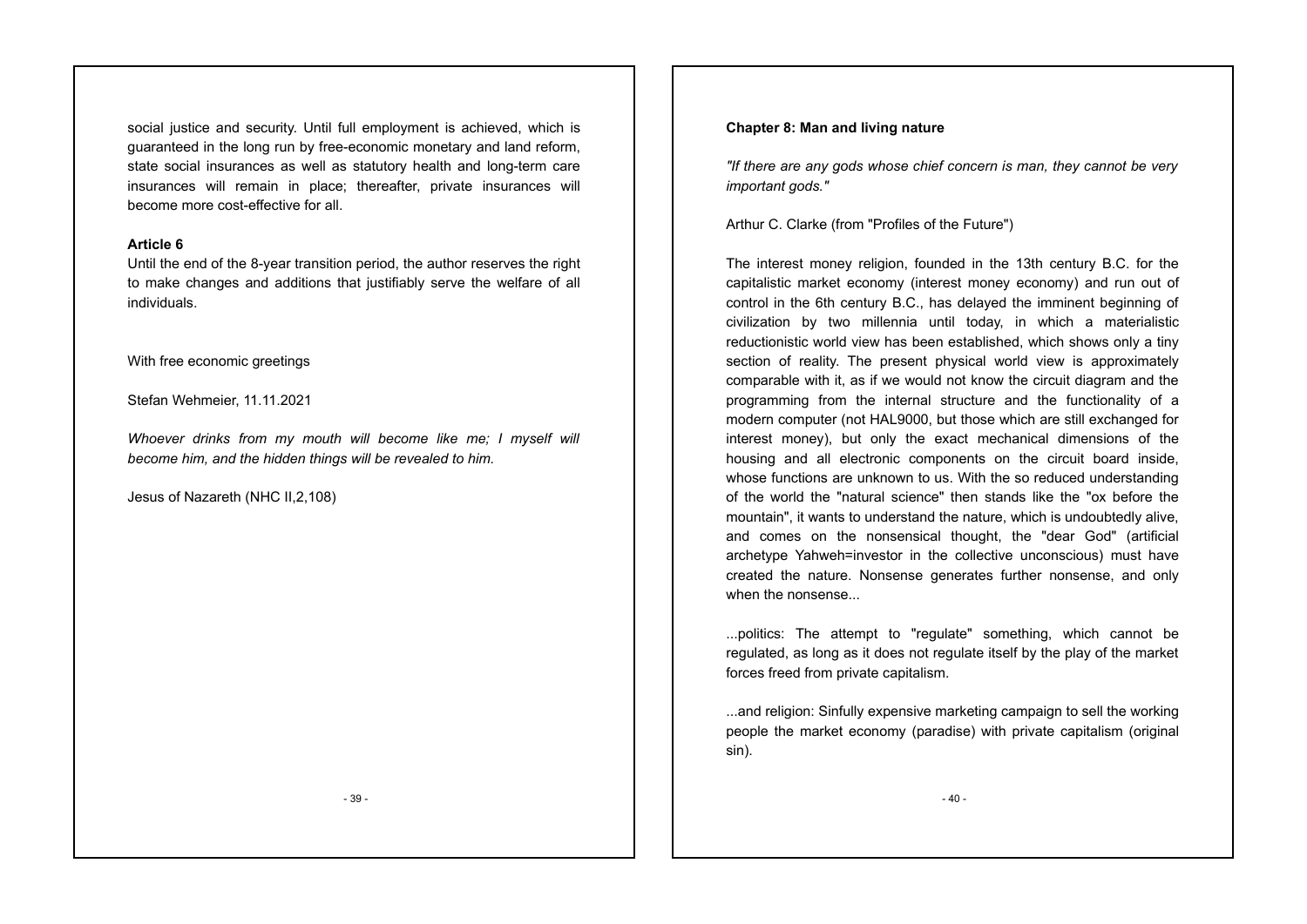social justice and security. Until full employment is achieved, which is guaranteed in the long run by free-economic monetary and land reform, state social insurances as well as statutory health and long-term care insurances will remain in place; thereafter, private insurances will become more cost-effective for all.

**Article 6**

Until the end of the 8-year transition period, the author reserves the right to make changes and additions that justifiably serve the welfare of all individuals.

With free economic greetings

Stefan Wehmeier, 11.11.2021

*Whoever drinks from my mouth will become like me; I myself will become him, and the hidden things will be revealed to him.*

Jesus of Nazareth (NHC II,2,108)

## Chapter 8: Man and living nature

*"If there are any gods whose chief concern is man, they cannot be very important gods."*

Arthur C. Clarke (from "Profiles of the Future")

The interest money religion, founded in the 13th century B.C. for the capitalistic market economy (interest money economy) and run out of control in the 6th century B.C., has delayed the imminent beginning of civilization by two millennia until today, in which a materialistic reductionistic world view has been established, which shows only a tiny section of reality. The present physical world view is approximately comparable with it, as if we would not know the circuit diagram and the programming from the internal structure and the functionality of a modern computer (not HAL9000, but those which are still exchanged for interest money), but only the exact mechanical dimensions of the housing and all electronic components on the circuit board inside, whose functions are unknown to us. With the so reduced understanding of the world the "natural science" then stands like the "ox before the mountain", it wants to understand the nature, which is undoubtedly alive, and comes on the nonsensical thought, the "dear God" (artificial archetype Yahweh=investor in the collective unconscious) must have created the nature. Nonsense generates further nonsense, and only when the nonsense...

...politics: The attempt to "regulate" something, which cannot be regulated, as long as it does not regulate itself by the play of the market forces freed from private capitalism.

...and religion: Sinfully expensive marketing campaign to sell the working people the market economy (paradise) with private capitalism (original sin).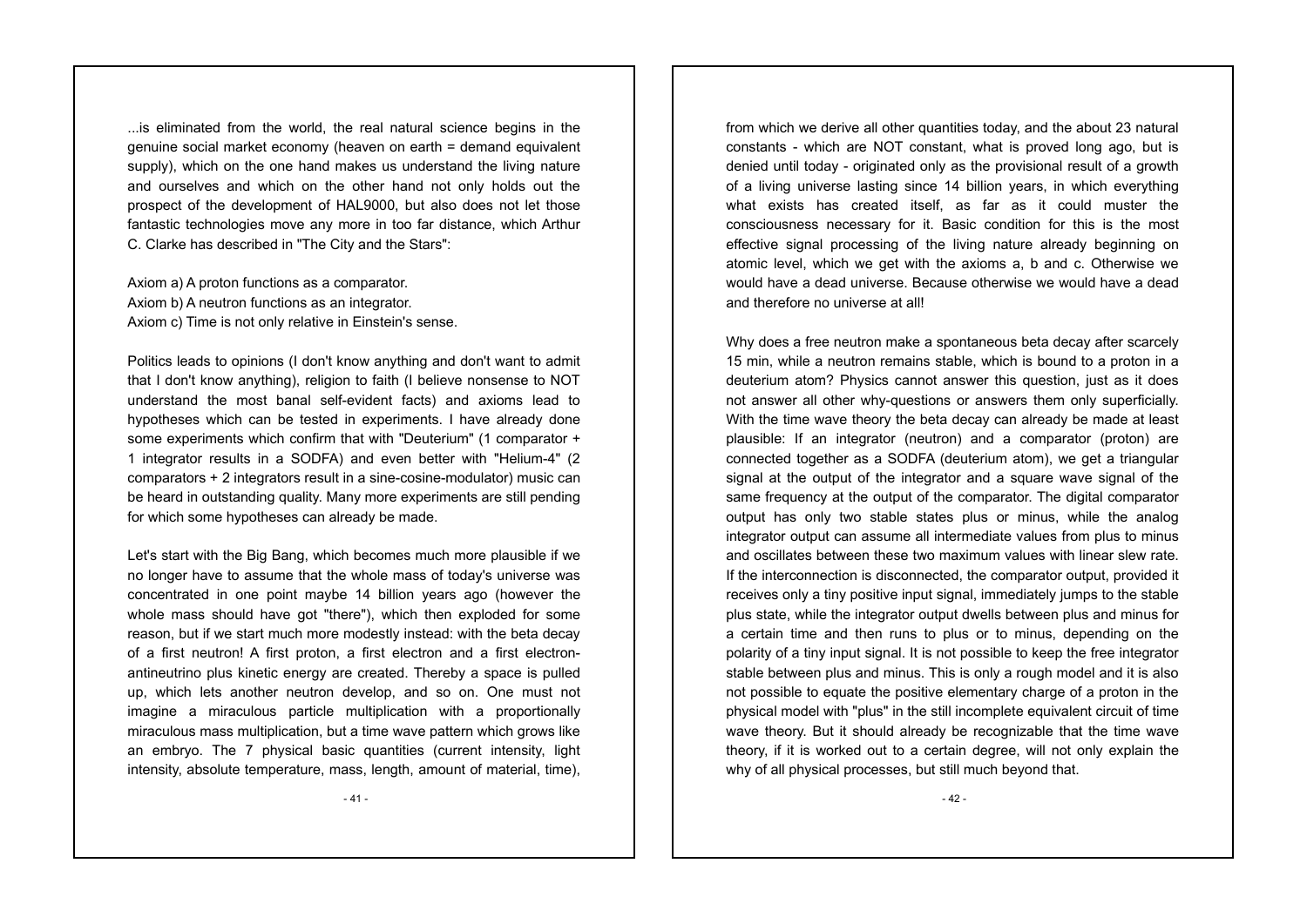...is eliminated from the world, the real natural science begins in the genuine social market economy (heaven on earth = demand equivalent supply), which on the one hand makes us understand the living nature and ourselves and which on the other hand not only holds out the prospect of the development of HAL9000, but also does not let those fantastic technologies move any more in too far distance, which Arthur C. Clarke has described in "The City and the Stars":

Axiom a) A proton functions as a comparator.
Axiom b) A neutron functions as an integrator.
Axiom c) Time is not only relative in Einstein's sense.

Politics leads to opinions (I don't know anything and don't want to admit that I don't know anything), religion to faith (I believe nonsense to NOT understand the most banal self-evident facts) and axioms lead to hypotheses which can be tested in experiments. I have already done some experiments which confirm that with "Deuterium" (1 comparator + 1 integrator results in a SODFA) and even better with "Helium-4" (2 comparators + 2 integrators result in a sine-cosine-modulator) music can be heard in outstanding quality. Many more experiments are still pending for which some hypotheses can already be made.

Let's start with the Big Bang, which becomes much more plausible if we no longer have to assume that the whole mass of today's universe was concentrated in one point maybe 14 billion years ago (however the whole mass should have got "there"), which then exploded for some reason, but if we start much more modestly instead: with the beta decay of a first neutron! A first proton, a first electron and a first electron-antineutrino plus kinetic energy are created. Thereby a space is pulled up, which lets another neutron develop, and so on. One must not imagine a miraculous particle multiplication with a proportionally miraculous mass multiplication, but a time wave pattern which grows like an embryo. The 7 physical basic quantities (current intensity, light intensity, absolute temperature, mass, length, amount of material, time), from which we derive all other quantities today, and the about 23 natural constants - which are NOT constant, what is proved long ago, but is denied until today - originated only as the provisional result of a growth of a living universe lasting since 14 billion years, in which everything what exists has created itself, as far as it could muster the consciousness necessary for it. Basic condition for this is the most effective signal processing of the living nature already beginning on atomic level, which we get with the axioms a, b and c. Otherwise we would have a dead universe. Because otherwise we would have a dead and therefore no universe at all!

Why does a free neutron make a spontaneous beta decay after scarcely 15 min, while a neutron remains stable, which is bound to a proton in a deuterium atom? Physics cannot answer this question, just as it does not answer all other why-questions or answers them only superficially. With the time wave theory the beta decay can already be made at least plausible: If an integrator (neutron) and a comparator (proton) are connected together as a SODFA (deuterium atom), we get a triangular signal at the output of the integrator and a square wave signal of the same frequency at the output of the comparator. The digital comparator output has only two stable states plus or minus, while the analog integrator output can assume all intermediate values from plus to minus and oscillates between these two maximum values with linear slew rate. If the interconnection is disconnected, the comparator output, provided it receives only a tiny positive input signal, immediately jumps to the stable plus state, while the integrator output dwells between plus and minus for a certain time and then runs to plus or to minus, depending on the polarity of a tiny input signal. It is not possible to keep the free integrator stable between plus and minus. This is only a rough model and it is also not possible to equate the positive elementary charge of a proton in the physical model with "plus" in the still incomplete equivalent circuit of time wave theory. But it should already be recognizable that the time wave theory, if it is worked out to a certain degree, will not only explain the why of all physical processes, but still much beyond that.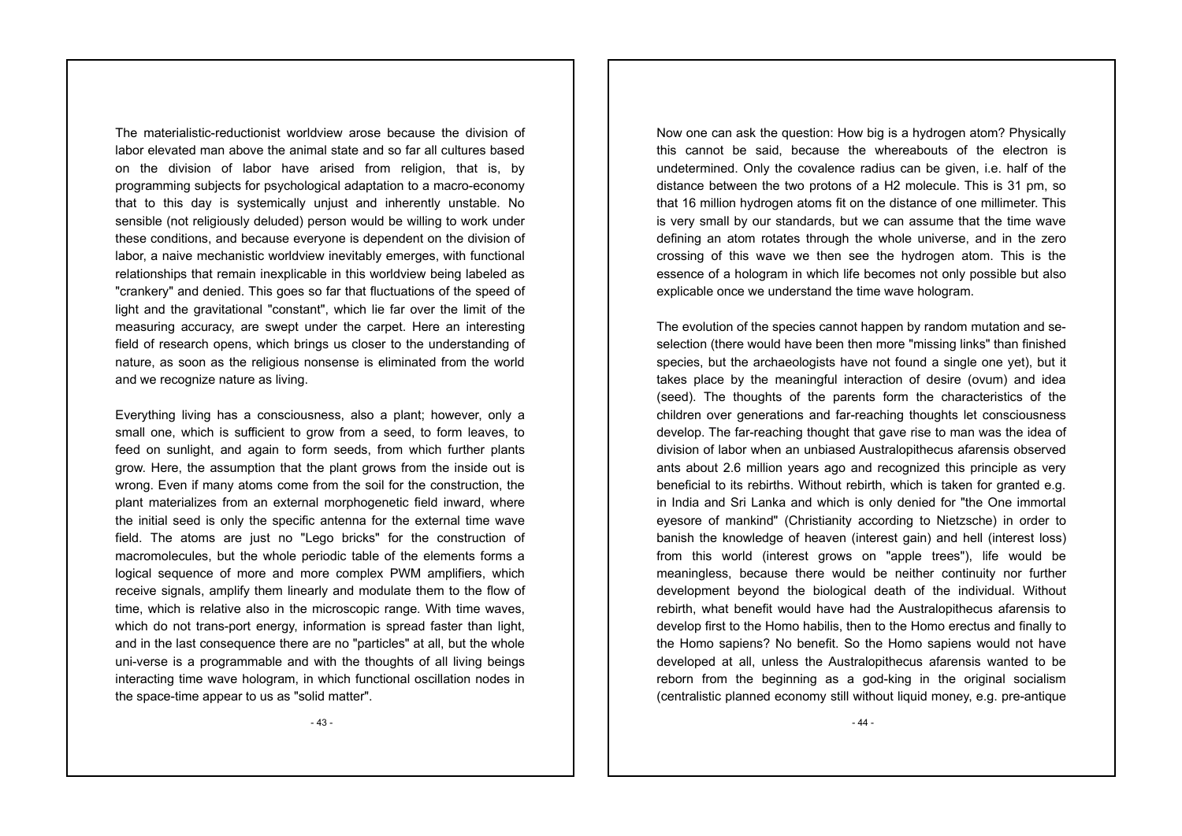The materialistic-reductionist worldview arose because the division of labor elevated man above the animal state and so far all cultures based on the division of labor have arised from religion, that is, by programming subjects for psychological adaptation to a macro-economy that to this day is systemically unjust and inherently unstable. No sensible (not religiously deluded) person would be willing to work under these conditions, and because everyone is dependent on the division of labor, a naive mechanistic worldview inevitably emerges, with functional relationships that remain inexplicable in this worldview being labeled as "crankery" and denied. This goes so far that fluctuations of the speed of light and the gravitational "constant", which lie far over the limit of the measuring accuracy, are swept under the carpet. Here an interesting field of research opens, which brings us closer to the understanding of nature, as soon as the religious nonsense is eliminated from the world and we recognize nature as living.

Everything living has a consciousness, also a plant; however, only a small one, which is sufficient to grow from a seed, to form leaves, to feed on sunlight, and again to form seeds, from which further plants grow. Here, the assumption that the plant grows from the inside out is wrong. Even if many atoms come from the soil for the construction, the plant materializes from an external morphogenetic field inward, where the initial seed is only the specific antenna for the external time wave field. The atoms are just no "Lego bricks" for the construction of macromolecules, but the whole periodic table of the elements forms a logical sequence of more and more complex PWM amplifiers, which receive signals, amplify them linearly and modulate them to the flow of time, which is relative also in the microscopic range. With time waves, which do not trans-port energy, information is spread faster than light, and in the last consequence there are no "particles" at all, but the whole uni-verse is a programmable and with the thoughts of all living beings interacting time wave hologram, in which functional oscillation nodes in the space-time appear to us as "solid matter".

Now one can ask the question: How big is a hydrogen atom? Physically this cannot be said, because the whereabouts of the electron is undetermined. Only the covalence radius can be given, i.e. half of the distance between the two protons of a $H_2$ molecule. This is 31 pm, so that 16 million hydrogen atoms fit on the distance of one millimeter. This is very small by our standards, but we can assume that the time wave defining an atom rotates through the whole universe, and in the zero crossing of this wave we then see the hydrogen atom. This is the essence of a hologram in which life becomes not only possible but also explicable once we understand the time wave hologram.

The evolution of the species cannot happen by random mutation and se-selection (there would have been then more "missing links" than finished species, but the archaeologists have not found a single one yet), but it takes place by the meaningful interaction of desire (ovum) and idea (seed). The thoughts of the parents form the characteristics of the children over generations and far-reaching thoughts let consciousness develop. The far-reaching thought that gave rise to man was the idea of division of labor when an unbiased Australopithecus afarensis observed ants about 2.6 million years ago and recognized this principle as very beneficial to its rebirths. Without rebirth, which is taken for granted e.g. in India and Sri Lanka and which is only denied for "the One immortal eyesore of mankind" (Christianity according to Nietzsche) in order to banish the knowledge of heaven (interest gain) and hell (interest loss) from this world (interest grows on "apple trees"), life would be meaningless, because there would be neither continuity nor further development beyond the biological death of the individual. Without rebirth, what benefit would have had the Australopithecus afarensis to develop first to the Homo habilis, then to the Homo erectus and finally to the Homo sapiens? No benefit. So the Homo sapiens would not have developed at all, unless the Australopithecus afarensis wanted to be reborn from the beginning as a god-king in the original socialism (centralistic planned economy still without liquid money, e.g. pre-antique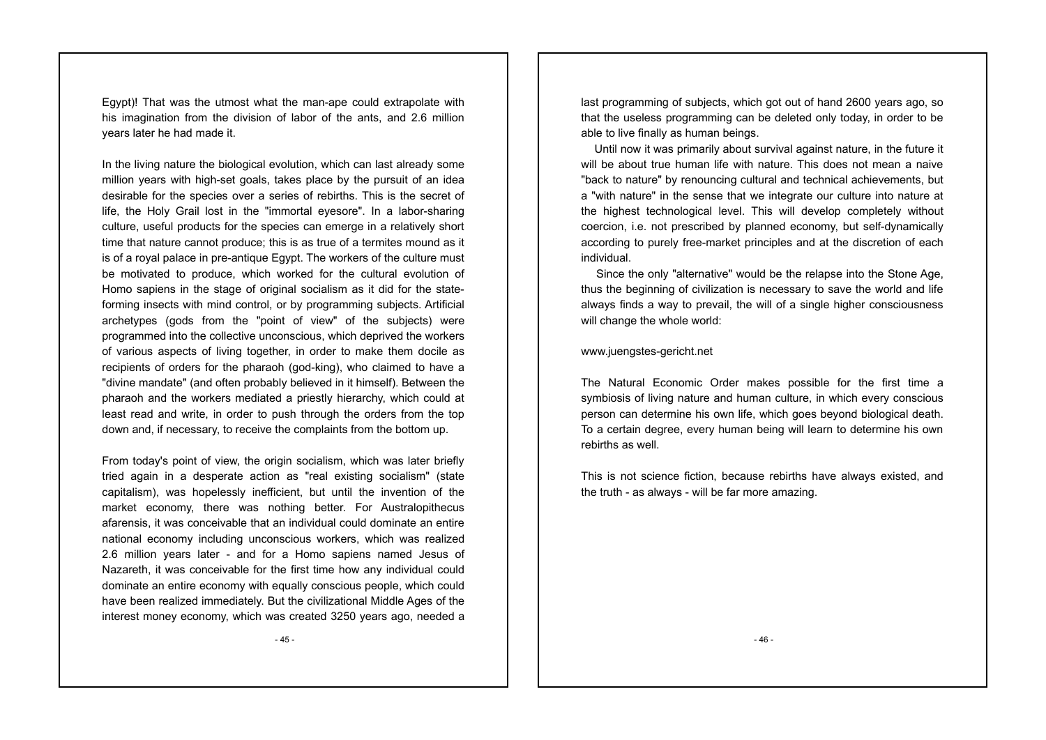Egypt)! That was the utmost what the man-ape could extrapolate with his imagination from the division of labor of the ants, and 2.6 million years later he had made it.

In the living nature the biological evolution, which can last already some million years with high-set goals, takes place by the pursuit of an idea desirable for the species over a series of rebirths. This is the secret of life, the Holy Grail lost in the "immortal eyesore". In a labor-sharing culture, useful products for the species can emerge in a relatively short time that nature cannot produce; this is as true of a termites mound as it is of a royal palace in pre-antique Egypt. The workers of the culture must be motivated to produce, which worked for the cultural evolution of Homo sapiens in the stage of original socialism as it did for the state-forming insects with mind control, or by programming subjects. Artificial archetypes (gods from the "point of view" of the subjects) were programmed into the collective unconscious, which deprived the workers of various aspects of living together, in order to make them docile as recipients of orders for the pharaoh (god-king), who claimed to have a "divine mandate" (and often probably believed in it himself). Between the pharaoh and the workers mediated a priestly hierarchy, which could at least read and write, in order to push through the orders from the top down and, if necessary, to receive the complaints from the bottom up.

From today's point of view, the origin socialism, which was later briefly tried again in a desperate action as "real existing socialism" (state capitalism), was hopelessly inefficient, but until the invention of the market economy, there was nothing better. For Australopithecus afarensis, it was conceivable that an individual could dominate an entire national economy including unconscious workers, which was realized 2.6 million years later - and for a Homo sapiens named Jesus of Nazareth, it was conceivable for the first time how any individual could dominate an entire economy with equally conscious people, which could have been realized immediately. But the civilizational Middle Ages of the interest money economy, which was created 3250 years ago, needed a last programming of subjects, which got out of hand 2600 years ago, so that the useless programming can be deleted only today, in order to be able to live finally as human beings.

Until now it was primarily about survival against nature, in the future it will be about true human life with nature. This does not mean a naive "back to nature" by renouncing cultural and technical achievements, but a "with nature" in the sense that we integrate our culture into nature at the highest technological level. This will develop completely without coercion, i.e. not prescribed by planned economy, but self-dynamically according to purely free-market principles and at the discretion of each individual.

Since the only "alternative" would be the relapse into the Stone Age, thus the beginning of civilization is necessary to save the world and life always finds a way to prevail, the will of a single higher consciousness will change the whole world:

www.juengstes-gericht.net

The Natural Economic Order makes possible for the first time a symbiosis of living nature and human culture, in which every conscious person can determine his own life, which goes beyond biological death. To a certain degree, every human being will learn to determine his own rebirths as well.

This is not science fiction, because rebirths have always existed, and the truth - as always - will be far more amazing.